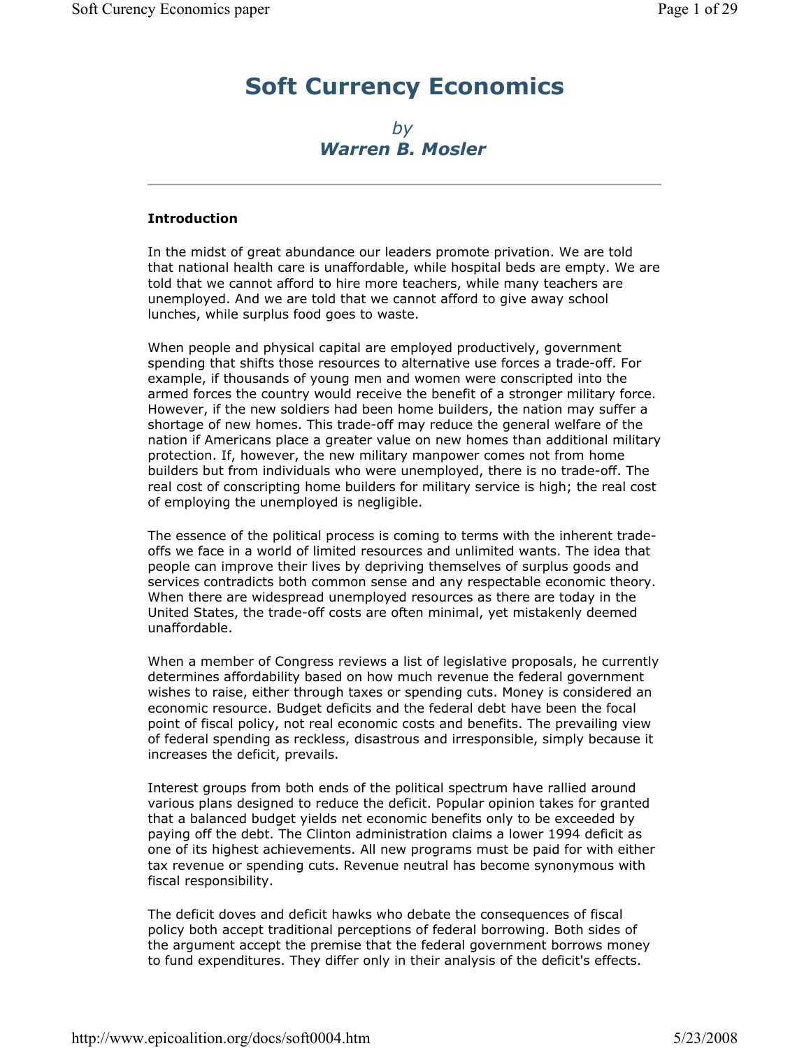# Soft Currency Economics

*by*
***Warren B. Mosler***

---

**Introduction**

In the midst of great abundance our leaders promote privation. We are told that national health care is unaffordable, while hospital beds are empty. We are told that we cannot afford to hire more teachers, while many teachers are unemployed. And we are told that we cannot afford to give away school lunches, while surplus food goes to waste.

When people and physical capital are employed productively, government spending that shifts those resources to alternative use forces a trade-off. For example, if thousands of young men and women were conscripted into the armed forces the country would receive the benefit of a stronger military force. However, if the new soldiers had been home builders, the nation may suffer a shortage of new homes. This trade-off may reduce the general welfare of the nation if Americans place a greater value on new homes than additional military protection. If, however, the new military manpower comes not from home builders but from individuals who were unemployed, there is no trade-off. The real cost of conscripting home builders for military service is high; the real cost of employing the unemployed is negligible.

The essence of the political process is coming to terms with the inherent trade-offs we face in a world of limited resources and unlimited wants. The idea that people can improve their lives by depriving themselves of surplus goods and services contradicts both common sense and any respectable economic theory. When there are widespread unemployed resources as there are today in the United States, the trade-off costs are often minimal, yet mistakenly deemed unaffordable.

When a member of Congress reviews a list of legislative proposals, he currently determines affordability based on how much revenue the federal government wishes to raise, either through taxes or spending cuts. Money is considered an economic resource. Budget deficits and the federal debt have been the focal point of fiscal policy, not real economic costs and benefits. The prevailing view of federal spending as reckless, disastrous and irresponsible, simply because it increases the deficit, prevails.

Interest groups from both ends of the political spectrum have rallied around various plans designed to reduce the deficit. Popular opinion takes for granted that a balanced budget yields net economic benefits only to be exceeded by paying off the debt. The Clinton administration claims a lower 1994 deficit as one of its highest achievements. All new programs must be paid for with either tax revenue or spending cuts. Revenue neutral has become synonymous with fiscal responsibility.

The deficit doves and deficit hawks who debate the consequences of fiscal policy both accept traditional perceptions of federal borrowing. Both sides of the argument accept the premise that the federal government borrows money to fund expenditures. They differ only in their analysis of the deficit's effects.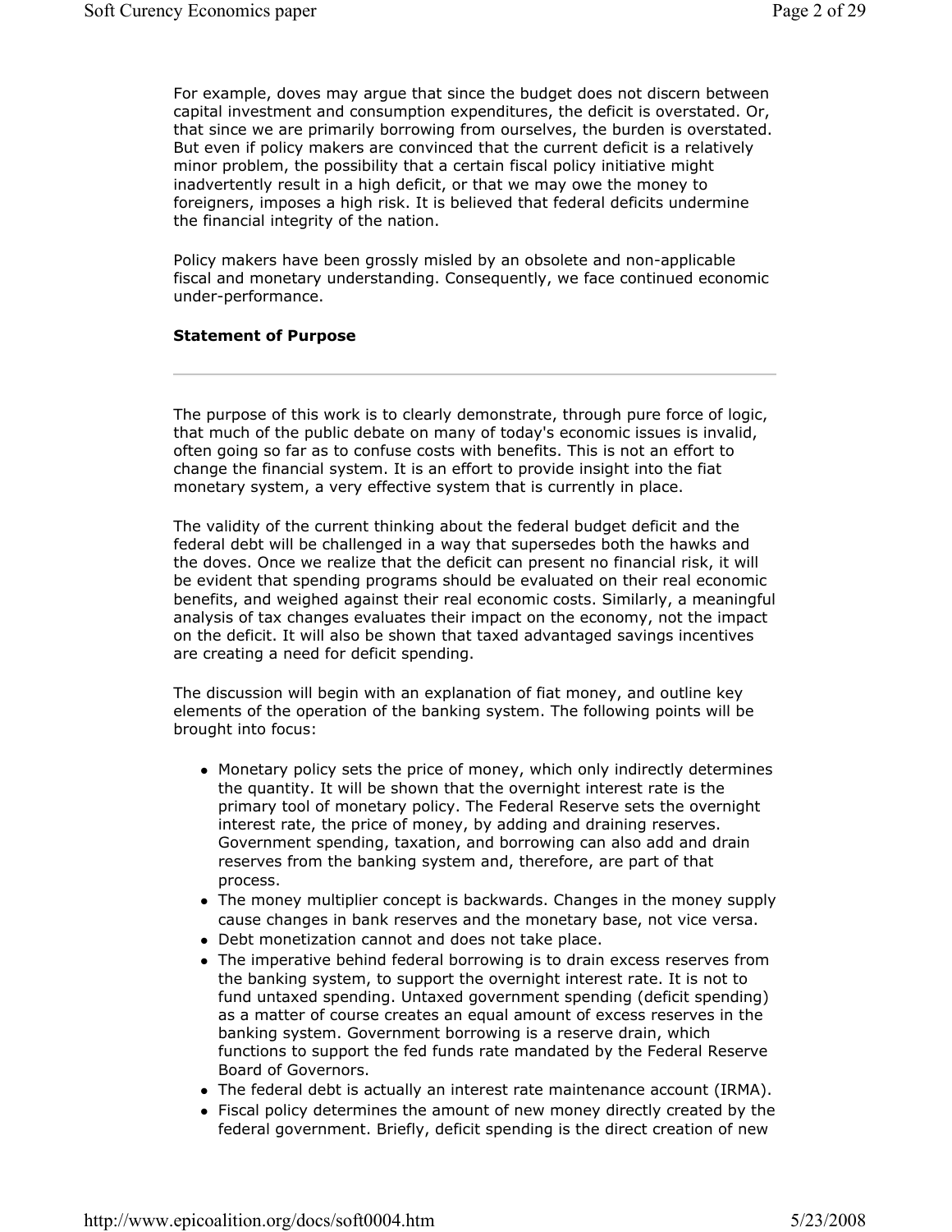For example, doves may argue that since the budget does not discern between capital investment and consumption expenditures, the deficit is overstated. Or, that since we are primarily borrowing from ourselves, the burden is overstated. But even if policy makers are convinced that the current deficit is a relatively minor problem, the possibility that a certain fiscal policy initiative might inadvertently result in a high deficit, or that we may owe the money to foreigners, imposes a high risk. It is believed that federal deficits undermine the financial integrity of the nation.

Policy makers have been grossly misled by an obsolete and non-applicable fiscal and monetary understanding. Consequently, we face continued economic under-performance.

**Statement of Purpose**

---

The purpose of this work is to clearly demonstrate, through pure force of logic, that much of the public debate on many of today's economic issues is invalid, often going so far as to confuse costs with benefits. This is not an effort to change the financial system. It is an effort to provide insight into the fiat monetary system, a very effective system that is currently in place.

The validity of the current thinking about the federal budget deficit and the federal debt will be challenged in a way that supersedes both the hawks and the doves. Once we realize that the deficit can present no financial risk, it will be evident that spending programs should be evaluated on their real economic benefits, and weighed against their real economic costs. Similarly, a meaningful analysis of tax changes evaluates their impact on the economy, not the impact on the deficit. It will also be shown that taxed advantaged savings incentives are creating a need for deficit spending.

The discussion will begin with an explanation of fiat money, and outline key elements of the operation of the banking system. The following points will be brought into focus:

- Monetary policy sets the price of money, which only indirectly determines the quantity. It will be shown that the overnight interest rate is the primary tool of monetary policy. The Federal Reserve sets the overnight interest rate, the price of money, by adding and draining reserves. Government spending, taxation, and borrowing can also add and drain reserves from the banking system and, therefore, are part of that process.
- The money multiplier concept is backwards. Changes in the money supply cause changes in bank reserves and the monetary base, not vice versa.
- Debt monetization cannot and does not take place.
- The imperative behind federal borrowing is to drain excess reserves from the banking system, to support the overnight interest rate. It is not to fund untaxed spending. Untaxed government spending (deficit spending) as a matter of course creates an equal amount of excess reserves in the banking system. Government borrowing is a reserve drain, which functions to support the fed funds rate mandated by the Federal Reserve Board of Governors.
- The federal debt is actually an interest rate maintenance account (IRMA).
- Fiscal policy determines the amount of new money directly created by the federal government. Briefly, deficit spending is the direct creation of new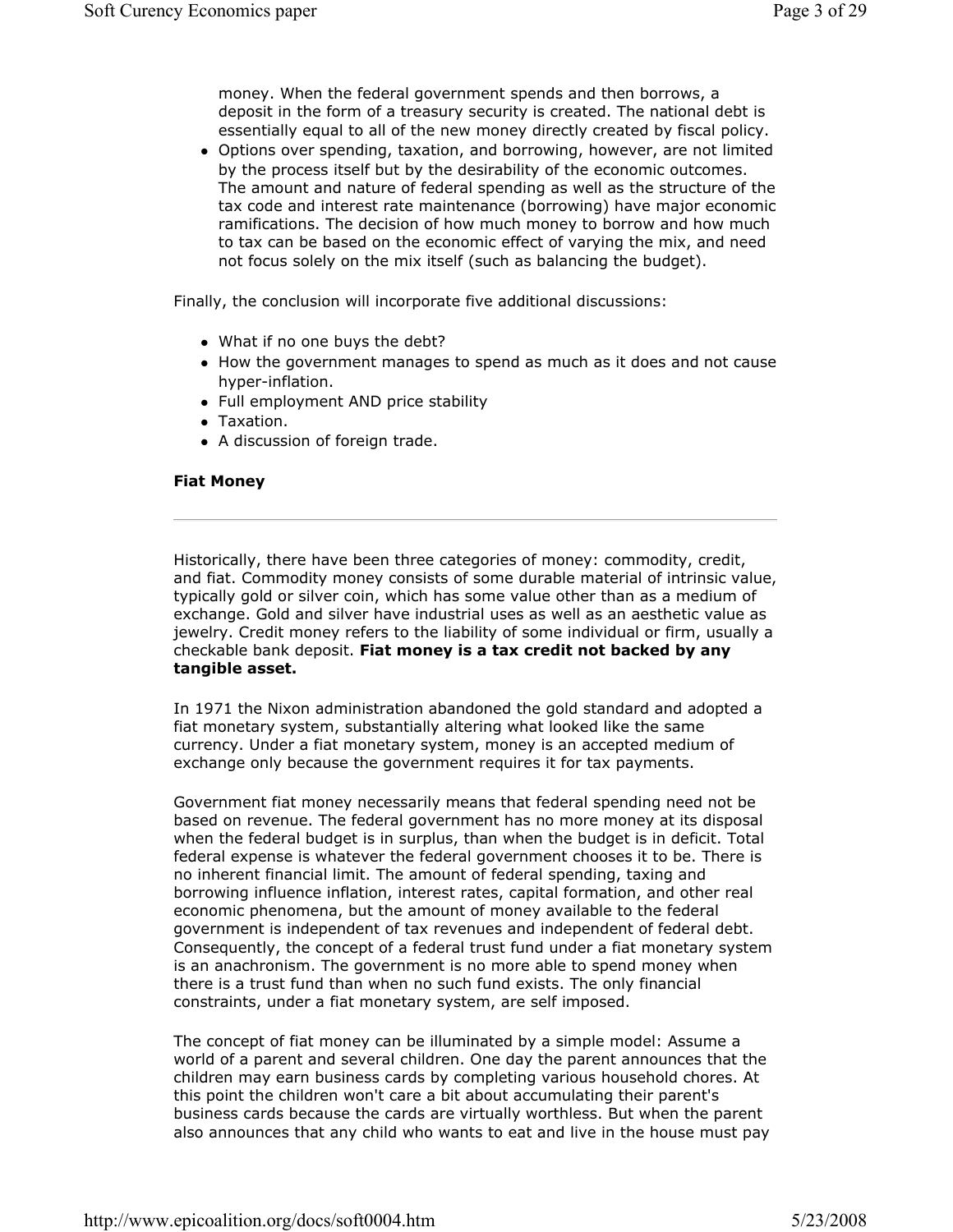money. When the federal government spends and then borrows, a deposit in the form of a treasury security is created. The national debt is essentially equal to all of the new money directly created by fiscal policy.

- Options over spending, taxation, and borrowing, however, are not limited by the process itself but by the desirability of the economic outcomes. The amount and nature of federal spending as well as the structure of the tax code and interest rate maintenance (borrowing) have major economic ramifications. The decision of how much money to borrow and how much to tax can be based on the economic effect of varying the mix, and need not focus solely on the mix itself (such as balancing the budget).

Finally, the conclusion will incorporate five additional discussions:

- What if no one buys the debt?
- How the government manages to spend as much as it does and not cause hyper-inflation.
- Full employment AND price stability
- Taxation.
- A discussion of foreign trade.

### Fiat Money

---

Historically, there have been three categories of money: commodity, credit, and fiat. Commodity money consists of some durable material of intrinsic value, typically gold or silver coin, which has some value other than as a medium of exchange. Gold and silver have industrial uses as well as an aesthetic value as jewelry. Credit money refers to the liability of some individual or firm, usually a checkable bank deposit. **Fiat money is a tax credit not backed by any tangible asset.**

In 1971 the Nixon administration abandoned the gold standard and adopted a fiat monetary system, substantially altering what looked like the same currency. Under a fiat monetary system, money is an accepted medium of exchange only because the government requires it for tax payments.

Government fiat money necessarily means that federal spending need not be based on revenue. The federal government has no more money at its disposal when the federal budget is in surplus, than when the budget is in deficit. Total federal expense is whatever the federal government chooses it to be. There is no inherent financial limit. The amount of federal spending, taxing and borrowing influence inflation, interest rates, capital formation, and other real economic phenomena, but the amount of money available to the federal government is independent of tax revenues and independent of federal debt. Consequently, the concept of a federal trust fund under a fiat monetary system is an anachronism. The government is no more able to spend money when there is a trust fund than when no such fund exists. The only financial constraints, under a fiat monetary system, are self imposed.

The concept of fiat money can be illuminated by a simple model: Assume a world of a parent and several children. One day the parent announces that the children may earn business cards by completing various household chores. At this point the children won't care a bit about accumulating their parent's business cards because the cards are virtually worthless. But when the parent also announces that any child who wants to eat and live in the house must pay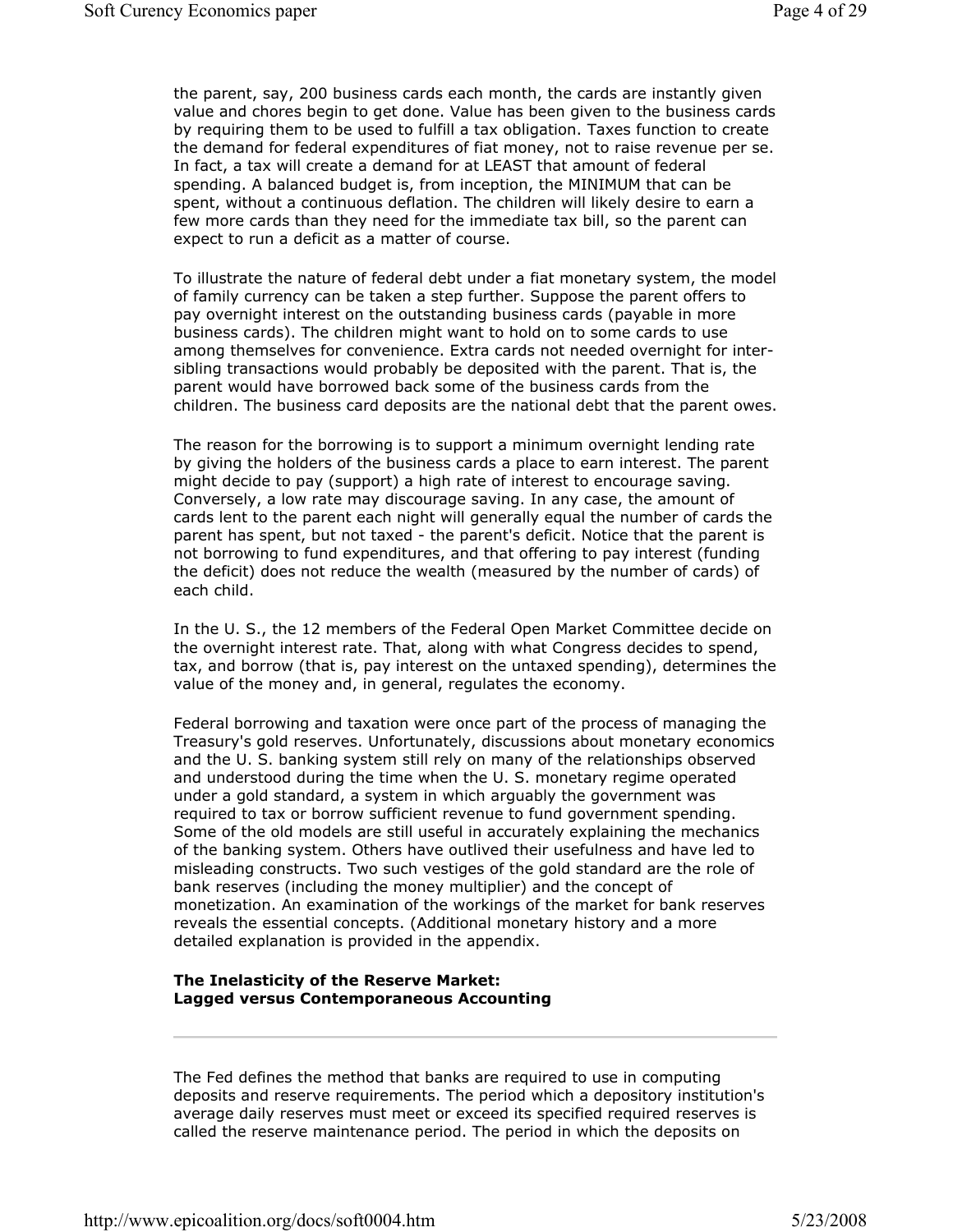the parent, say, 200 business cards each month, the cards are instantly given value and chores begin to get done. Value has been given to the business cards by requiring them to be used to fulfill a tax obligation. Taxes function to create the demand for federal expenditures of fiat money, not to raise revenue per se. In fact, a tax will create a demand for at LEAST that amount of federal spending. A balanced budget is, from inception, the MINIMUM that can be spent, without a continuous deflation. The children will likely desire to earn a few more cards than they need for the immediate tax bill, so the parent can expect to run a deficit as a matter of course.

To illustrate the nature of federal debt under a fiat monetary system, the model of family currency can be taken a step further. Suppose the parent offers to pay overnight interest on the outstanding business cards (payable in more business cards). The children might want to hold on to some cards to use among themselves for convenience. Extra cards not needed overnight for inter-sibling transactions would probably be deposited with the parent. That is, the parent would have borrowed back some of the business cards from the children. The business card deposits are the national debt that the parent owes.

The reason for the borrowing is to support a minimum overnight lending rate by giving the holders of the business cards a place to earn interest. The parent might decide to pay (support) a high rate of interest to encourage saving. Conversely, a low rate may discourage saving. In any case, the amount of cards lent to the parent each night will generally equal the number of cards the parent has spent, but not taxed - the parent's deficit. Notice that the parent is not borrowing to fund expenditures, and that offering to pay interest (funding the deficit) does not reduce the wealth (measured by the number of cards) of each child.

In the U. S., the 12 members of the Federal Open Market Committee decide on the overnight interest rate. That, along with what Congress decides to spend, tax, and borrow (that is, pay interest on the untaxed spending), determines the value of the money and, in general, regulates the economy.

Federal borrowing and taxation were once part of the process of managing the Treasury's gold reserves. Unfortunately, discussions about monetary economics and the U. S. banking system still rely on many of the relationships observed and understood during the time when the U. S. monetary regime operated under a gold standard, a system in which arguably the government was required to tax or borrow sufficient revenue to fund government spending. Some of the old models are still useful in accurately explaining the mechanics of the banking system. Others have outlived their usefulness and have led to misleading constructs. Two such vestiges of the gold standard are the role of bank reserves (including the money multiplier) and the concept of monetization. An examination of the workings of the market for bank reserves reveals the essential concepts. (Additional monetary history and a more detailed explanation is provided in the appendix.

**The Inelasticity of the Reserve Market:**
**Lagged versus Contemporaneous Accounting**

---

The Fed defines the method that banks are required to use in computing deposits and reserve requirements. The period which a depository institution's average daily reserves must meet or exceed its specified required reserves is called the reserve maintenance period. The period in which the deposits on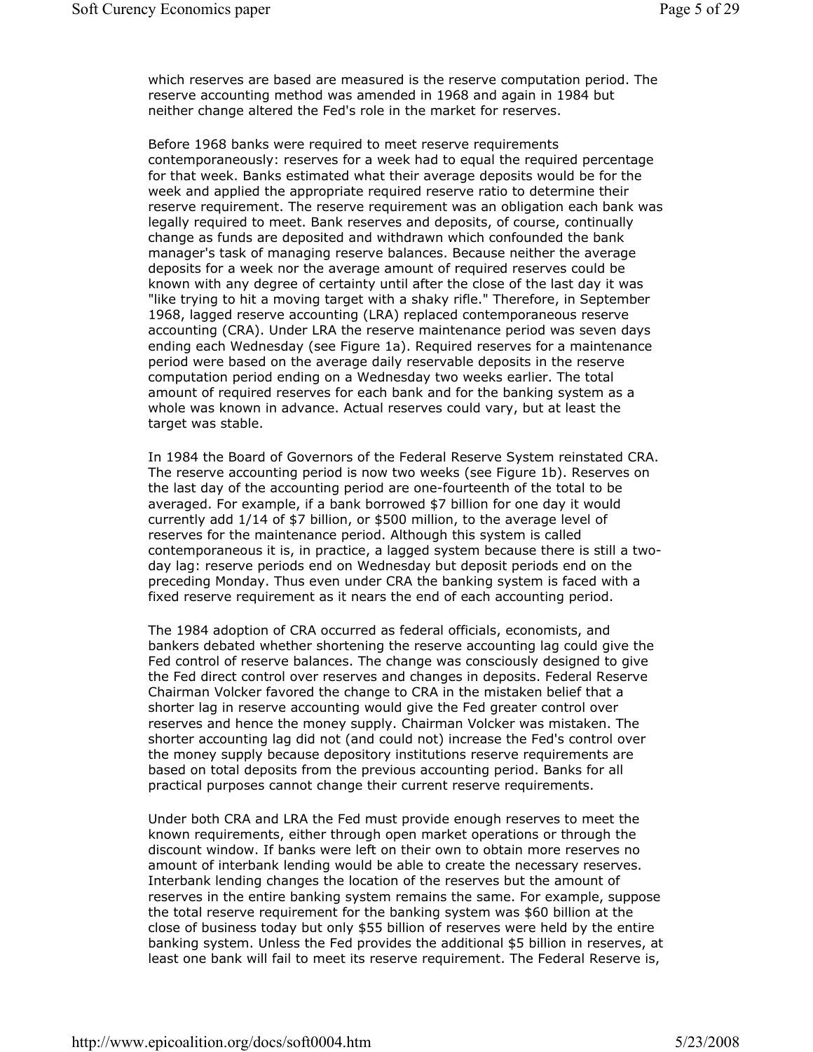which reserves are based are measured is the reserve computation period. The reserve accounting method was amended in 1968 and again in 1984 but neither change altered the Fed's role in the market for reserves.

Before 1968 banks were required to meet reserve requirements contemporaneously: reserves for a week had to equal the required percentage for that week. Banks estimated what their average deposits would be for the week and applied the appropriate required reserve ratio to determine their reserve requirement. The reserve requirement was an obligation each bank was legally required to meet. Bank reserves and deposits, of course, continually change as funds are deposited and withdrawn which confounded the bank manager's task of managing reserve balances. Because neither the average deposits for a week nor the average amount of required reserves could be known with any degree of certainty until after the close of the last day it was "like trying to hit a moving target with a shaky rifle." Therefore, in September 1968, lagged reserve accounting (LRA) replaced contemporaneous reserve accounting (CRA). Under LRA the reserve maintenance period was seven days ending each Wednesday (see Figure 1a). Required reserves for a maintenance period were based on the average daily reservable deposits in the reserve computation period ending on a Wednesday two weeks earlier. The total amount of required reserves for each bank and for the banking system as a whole was known in advance. Actual reserves could vary, but at least the target was stable.

In 1984 the Board of Governors of the Federal Reserve System reinstated CRA. The reserve accounting period is now two weeks (see Figure 1b). Reserves on the last day of the accounting period are one-fourteenth of the total to be averaged. For example, if a bank borrowed $7 billion for one day it would currently add 1/14 of $7 billion, or $500 million, to the average level of reserves for the maintenance period. Although this system is called contemporaneous it is, in practice, a lagged system because there is still a two-day lag: reserve periods end on Wednesday but deposit periods end on the preceding Monday. Thus even under CRA the banking system is faced with a fixed reserve requirement as it nears the end of each accounting period.

The 1984 adoption of CRA occurred as federal officials, economists, and bankers debated whether shortening the reserve accounting lag could give the Fed control of reserve balances. The change was consciously designed to give the Fed direct control over reserves and changes in deposits. Federal Reserve Chairman Volcker favored the change to CRA in the mistaken belief that a shorter lag in reserve accounting would give the Fed greater control over reserves and hence the money supply. Chairman Volcker was mistaken. The shorter accounting lag did not (and could not) increase the Fed's control over the money supply because depository institutions reserve requirements are based on total deposits from the previous accounting period. Banks for all practical purposes cannot change their current reserve requirements.

Under both CRA and LRA the Fed must provide enough reserves to meet the known requirements, either through open market operations or through the discount window. If banks were left on their own to obtain more reserves no amount of interbank lending would be able to create the necessary reserves. Interbank lending changes the location of the reserves but the amount of reserves in the entire banking system remains the same. For example, suppose the total reserve requirement for the banking system was $60 billion at the close of business today but only $55 billion of reserves were held by the entire banking system. Unless the Fed provides the additional $5 billion in reserves, at least one bank will fail to meet its reserve requirement. The Federal Reserve is,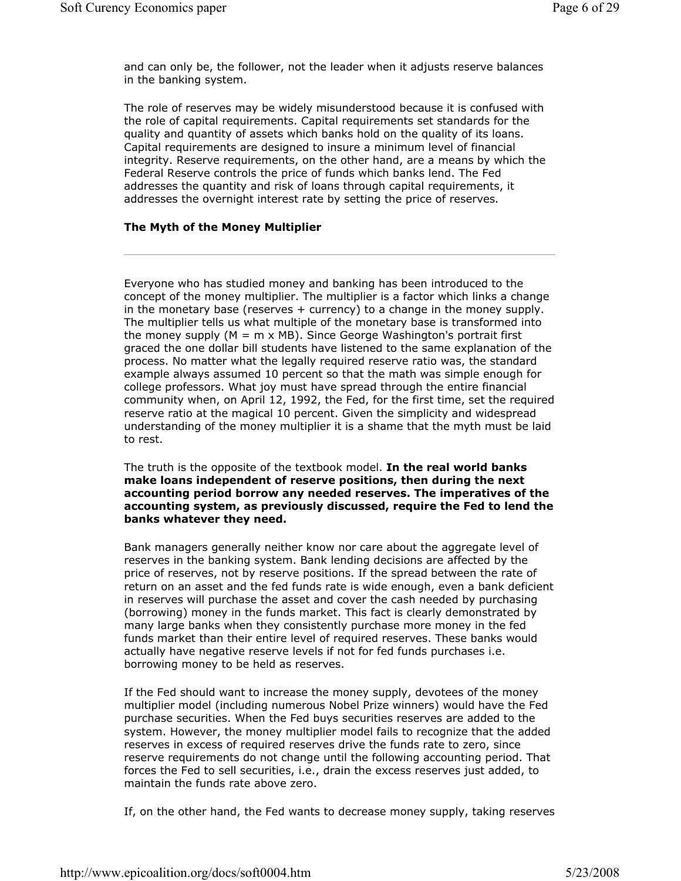and can only be, the follower, not the leader when it adjusts reserve balances in the banking system.

The role of reserves may be widely misunderstood because it is confused with the role of capital requirements. Capital requirements set standards for the quality and quantity of assets which banks hold on the quality of its loans. Capital requirements are designed to insure a minimum level of financial integrity. Reserve requirements, on the other hand, are a means by which the Federal Reserve controls the price of funds which banks lend. The Fed addresses the quantity and risk of loans through capital requirements, it addresses the overnight interest rate by setting the price of reserves.

## The Myth of the Money Multiplier

---

Everyone who has studied money and banking has been introduced to the concept of the money multiplier. The multiplier is a factor which links a change in the monetary base (reserves + currency) to a change in the money supply. The multiplier tells us what multiple of the monetary base is transformed into the money supply ($M = m \times MB$). Since George Washington's portrait first graced the one dollar bill students have listened to the same explanation of the process. No matter what the legally required reserve ratio was, the standard example always assumed 10 percent so that the math was simple enough for college professors. What joy must have spread through the entire financial community when, on April 12, 1992, the Fed, for the first time, set the required reserve ratio at the magical 10 percent. Given the simplicity and widespread understanding of the money multiplier it is a shame that the myth must be laid to rest.

The truth is the opposite of the textbook model. **In the real world banks make loans independent of reserve positions, then during the next accounting period borrow any needed reserves. The imperatives of the accounting system, as previously discussed, require the Fed to lend the banks whatever they need.**

Bank managers generally neither know nor care about the aggregate level of reserves in the banking system. Bank lending decisions are affected by the price of reserves, not by reserve positions. If the spread between the rate of return on an asset and the fed funds rate is wide enough, even a bank deficient in reserves will purchase the asset and cover the cash needed by purchasing (borrowing) money in the funds market. This fact is clearly demonstrated by many large banks when they consistently purchase more money in the fed funds market than their entire level of required reserves. These banks would actually have negative reserve levels if not for fed funds purchases i.e. borrowing money to be held as reserves.

If the Fed should want to increase the money supply, devotees of the money multiplier model (including numerous Nobel Prize winners) would have the Fed purchase securities. When the Fed buys securities reserves are added to the system. However, the money multiplier model fails to recognize that the added reserves in excess of required reserves drive the funds rate to zero, since reserve requirements do not change until the following accounting period. That forces the Fed to sell securities, i.e., drain the excess reserves just added, to maintain the funds rate above zero.

If, on the other hand, the Fed wants to decrease money supply, taking reserves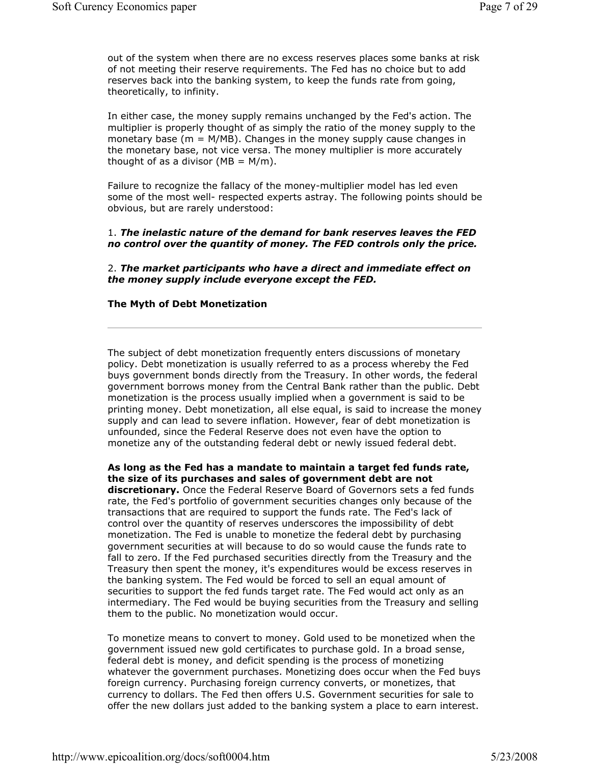out of the system when there are no excess reserves places some banks at risk of not meeting their reserve requirements. The Fed has no choice but to add reserves back into the banking system, to keep the funds rate from going, theoretically, to infinity.

In either case, the money supply remains unchanged by the Fed's action. The multiplier is properly thought of as simply the ratio of the money supply to the monetary base ($m = M/MB$). Changes in the money supply cause changes in the monetary base, not vice versa. The money multiplier is more accurately thought of as a divisor ($MB = M/m$).

Failure to recognize the fallacy of the money-multiplier model has led even some of the most well- respected experts astray. The following points should be obvious, but are rarely understood:

1. ***The inelastic nature of the demand for bank reserves leaves the FED no control over the quantity of money. The FED controls only the price.***

2. ***The market participants who have a direct and immediate effect on the money supply include everyone except the FED.***

**The Myth of Debt Monetization**

---

The subject of debt monetization frequently enters discussions of monetary policy. Debt monetization is usually referred to as a process whereby the Fed buys government bonds directly from the Treasury. In other words, the federal government borrows money from the Central Bank rather than the public. Debt monetization is the process usually implied when a government is said to be printing money. Debt monetization, all else equal, is said to increase the money supply and can lead to severe inflation. However, fear of debt monetization is unfounded, since the Federal Reserve does not even have the option to monetize any of the outstanding federal debt or newly issued federal debt.

**As long as the Fed has a mandate to maintain a target fed funds rate, the size of its purchases and sales of government debt are not discretionary.** Once the Federal Reserve Board of Governors sets a fed funds rate, the Fed's portfolio of government securities changes only because of the transactions that are required to support the funds rate. The Fed's lack of control over the quantity of reserves underscores the impossibility of debt monetization. The Fed is unable to monetize the federal debt by purchasing government securities at will because to do so would cause the funds rate to fall to zero. If the Fed purchased securities directly from the Treasury and the Treasury then spent the money, it's expenditures would be excess reserves in the banking system. The Fed would be forced to sell an equal amount of securities to support the fed funds target rate. The Fed would act only as an intermediary. The Fed would be buying securities from the Treasury and selling them to the public. No monetization would occur.

To monetize means to convert to money. Gold used to be monetized when the government issued new gold certificates to purchase gold. In a broad sense, federal debt is money, and deficit spending is the process of monetizing whatever the government purchases. Monetizing does occur when the Fed buys foreign currency. Purchasing foreign currency converts, or monetizes, that currency to dollars. The Fed then offers U.S. Government securities for sale to offer the new dollars just added to the banking system a place to earn interest.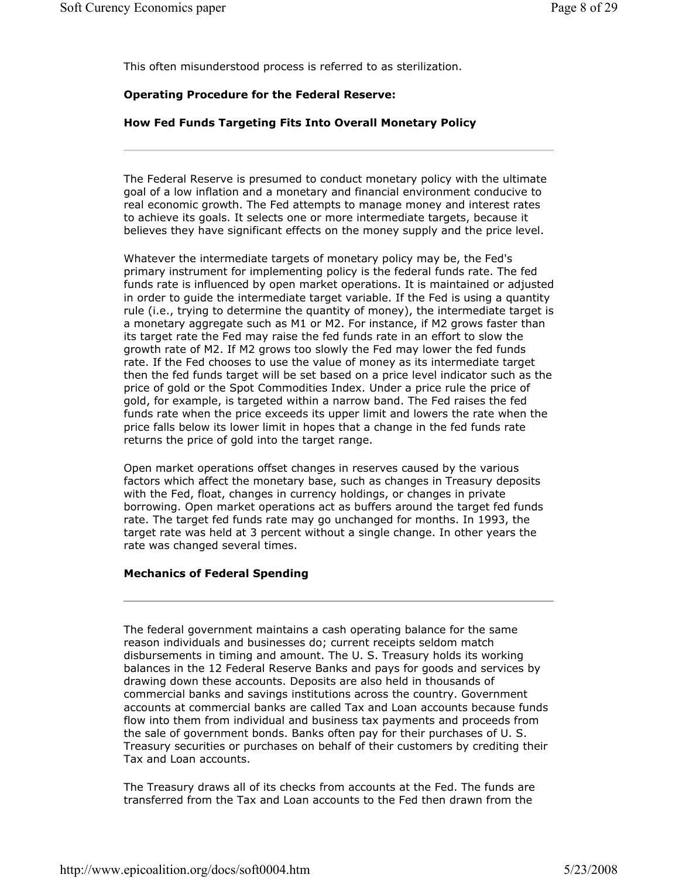This often misunderstood process is referred to as sterilization.

## Operating Procedure for the Federal Reserve:

## How Fed Funds Targeting Fits Into Overall Monetary Policy

---

The Federal Reserve is presumed to conduct monetary policy with the ultimate goal of a low inflation and a monetary and financial environment conducive to real economic growth. The Fed attempts to manage money and interest rates to achieve its goals. It selects one or more intermediate targets, because it believes they have significant effects on the money supply and the price level.

Whatever the intermediate targets of monetary policy may be, the Fed's primary instrument for implementing policy is the federal funds rate. The fed funds rate is influenced by open market operations. It is maintained or adjusted in order to guide the intermediate target variable. If the Fed is using a quantity rule (i.e., trying to determine the quantity of money), the intermediate target is a monetary aggregate such as M1 or M2. For instance, if M2 grows faster than its target rate the Fed may raise the fed funds rate in an effort to slow the growth rate of M2. If M2 grows too slowly the Fed may lower the fed funds rate. If the Fed chooses to use the value of money as its intermediate target then the fed funds target will be set based on a price level indicator such as the price of gold or the Spot Commodities Index. Under a price rule the price of gold, for example, is targeted within a narrow band. The Fed raises the fed funds rate when the price exceeds its upper limit and lowers the rate when the price falls below its lower limit in hopes that a change in the fed funds rate returns the price of gold into the target range.

Open market operations offset changes in reserves caused by the various factors which affect the monetary base, such as changes in Treasury deposits with the Fed, float, changes in currency holdings, or changes in private borrowing. Open market operations act as buffers around the target fed funds rate. The target fed funds rate may go unchanged for months. In 1993, the target rate was held at 3 percent without a single change. In other years the rate was changed several times.

## Mechanics of Federal Spending

---

The federal government maintains a cash operating balance for the same reason individuals and businesses do; current receipts seldom match disbursements in timing and amount. The U. S. Treasury holds its working balances in the 12 Federal Reserve Banks and pays for goods and services by drawing down these accounts. Deposits are also held in thousands of commercial banks and savings institutions across the country. Government accounts at commercial banks are called Tax and Loan accounts because funds flow into them from individual and business tax payments and proceeds from the sale of government bonds. Banks often pay for their purchases of U. S. Treasury securities or purchases on behalf of their customers by crediting their Tax and Loan accounts.

The Treasury draws all of its checks from accounts at the Fed. The funds are transferred from the Tax and Loan accounts to the Fed then drawn from the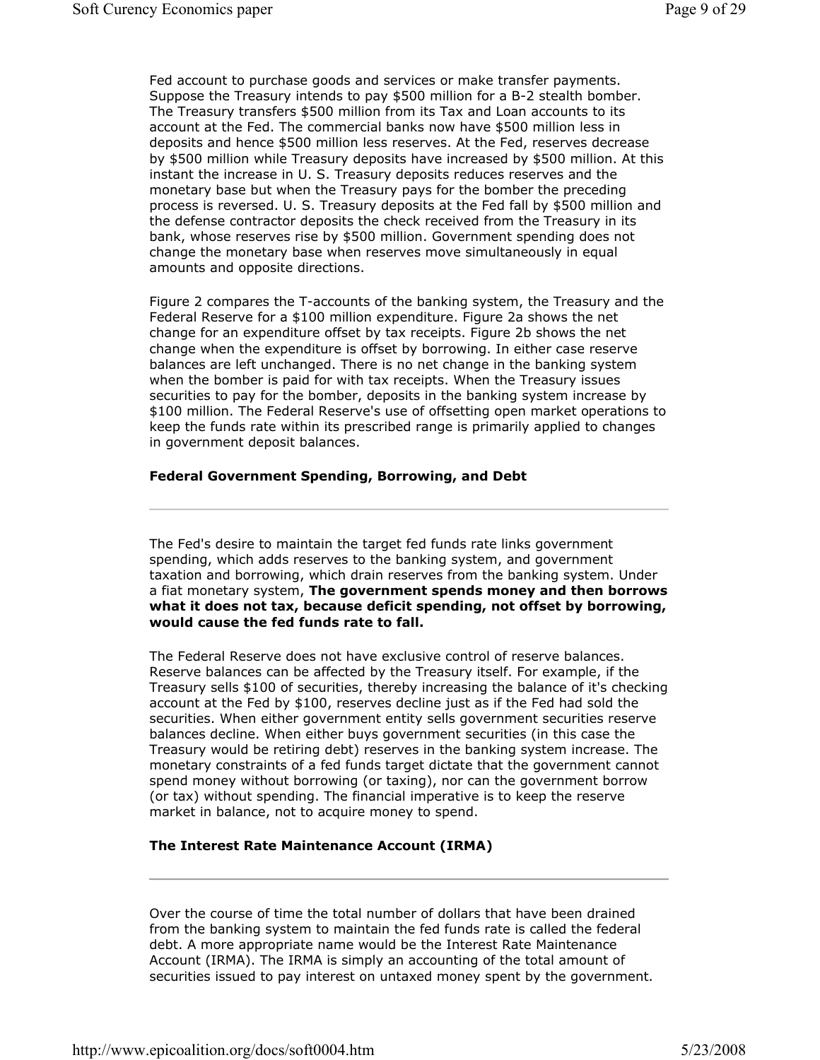Fed account to purchase goods and services or make transfer payments. Suppose the Treasury intends to pay $500 million for a B-2 stealth bomber. The Treasury transfers $500 million from its Tax and Loan accounts to its account at the Fed. The commercial banks now have $500 million less in deposits and hence $500 million less reserves. At the Fed, reserves decrease by $500 million while Treasury deposits have increased by $500 million. At this instant the increase in U. S. Treasury deposits reduces reserves and the monetary base but when the Treasury pays for the bomber the preceding process is reversed. U. S. Treasury deposits at the Fed fall by $500 million and the defense contractor deposits the check received from the Treasury in its bank, whose reserves rise by $500 million. Government spending does not change the monetary base when reserves move simultaneously in equal amounts and opposite directions.

Figure 2 compares the T-accounts of the banking system, the Treasury and the Federal Reserve for a $100 million expenditure. Figure 2a shows the net change for an expenditure offset by tax receipts. Figure 2b shows the net change when the expenditure is offset by borrowing. In either case reserve balances are left unchanged. There is no net change in the banking system when the bomber is paid for with tax receipts. When the Treasury issues securities to pay for the bomber, deposits in the banking system increase by $100 million. The Federal Reserve's use of offsetting open market operations to keep the funds rate within its prescribed range is primarily applied to changes in government deposit balances.

### Federal Government Spending, Borrowing, and Debt

---

The Fed's desire to maintain the target fed funds rate links government spending, which adds reserves to the banking system, and government taxation and borrowing, which drain reserves from the banking system. Under a fiat monetary system, **The government spends money and then borrows what it does not tax, because deficit spending, not offset by borrowing, would cause the fed funds rate to fall.**

The Federal Reserve does not have exclusive control of reserve balances. Reserve balances can be affected by the Treasury itself. For example, if the Treasury sells $100 of securities, thereby increasing the balance of it's checking account at the Fed by $100, reserves decline just as if the Fed had sold the securities. When either government entity sells government securities reserve balances decline. When either buys government securities (in this case the Treasury would be retiring debt) reserves in the banking system increase. The monetary constraints of a fed funds target dictate that the government cannot spend money without borrowing (or taxing), nor can the government borrow (or tax) without spending. The financial imperative is to keep the reserve market in balance, not to acquire money to spend.

### The Interest Rate Maintenance Account (IRMA)

---

Over the course of time the total number of dollars that have been drained from the banking system to maintain the fed funds rate is called the federal debt. A more appropriate name would be the Interest Rate Maintenance Account (IRMA). The IRMA is simply an accounting of the total amount of securities issued to pay interest on untaxed money spent by the government.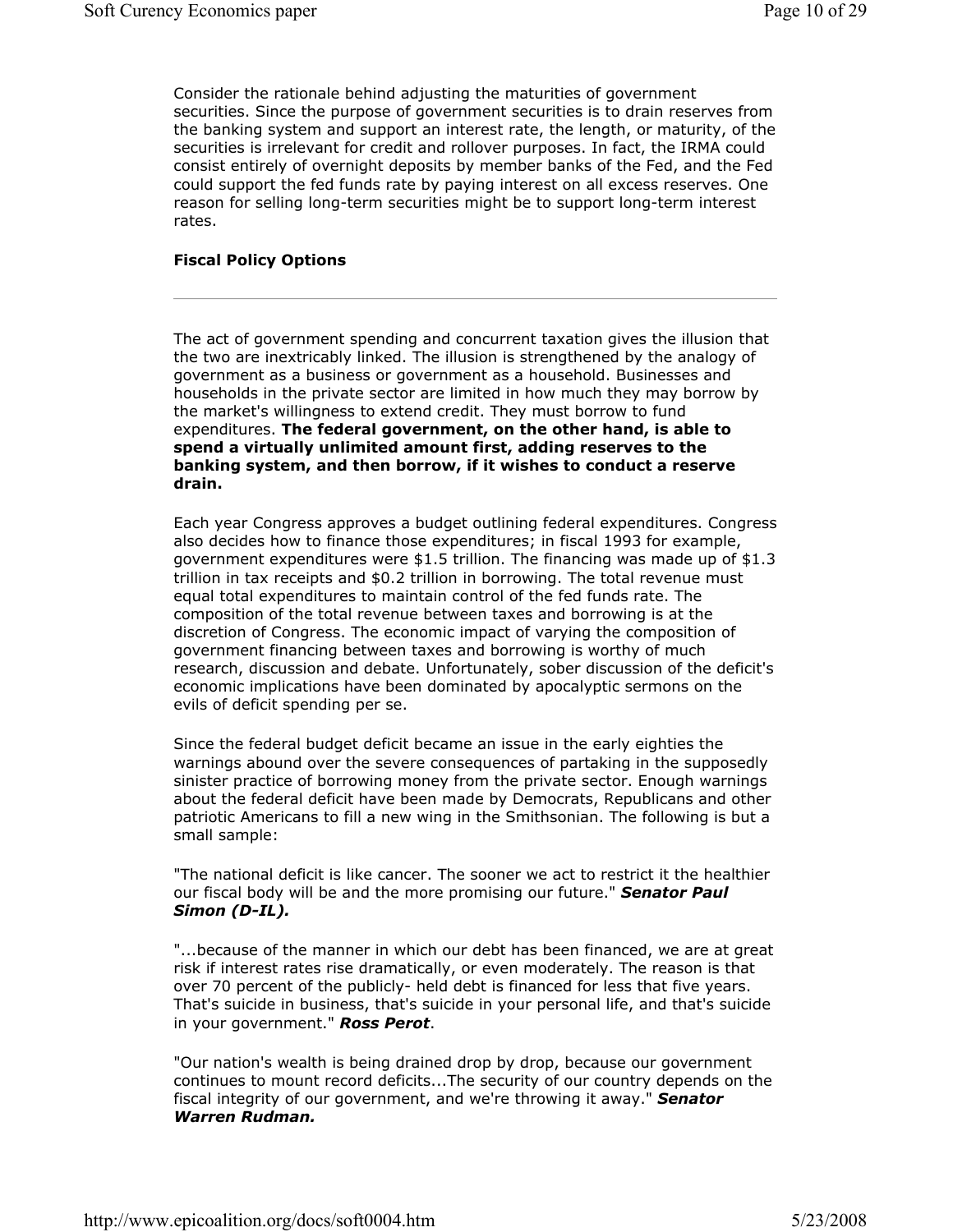Consider the rationale behind adjusting the maturities of government securities. Since the purpose of government securities is to drain reserves from the banking system and support an interest rate, the length, or maturity, of the securities is irrelevant for credit and rollover purposes. In fact, the IRMA could consist entirely of overnight deposits by member banks of the Fed, and the Fed could support the fed funds rate by paying interest on all excess reserves. One reason for selling long-term securities might be to support long-term interest rates.

### Fiscal Policy Options

---

The act of government spending and concurrent taxation gives the illusion that the two are inextricably linked. The illusion is strengthened by the analogy of government as a business or government as a household. Businesses and households in the private sector are limited in how much they may borrow by the market's willingness to extend credit. They must borrow to fund expenditures. **The federal government, on the other hand, is able to spend a virtually unlimited amount first, adding reserves to the banking system, and then borrow, if it wishes to conduct a reserve drain.**

Each year Congress approves a budget outlining federal expenditures. Congress also decides how to finance those expenditures; in fiscal 1993 for example, government expenditures were $1.5 trillion. The financing was made up of $1.3 trillion in tax receipts and $0.2 trillion in borrowing. The total revenue must equal total expenditures to maintain control of the fed funds rate. The composition of the total revenue between taxes and borrowing is at the discretion of Congress. The economic impact of varying the composition of government financing between taxes and borrowing is worthy of much research, discussion and debate. Unfortunately, sober discussion of the deficit's economic implications have been dominated by apocalyptic sermons on the evils of deficit spending per se.

Since the federal budget deficit became an issue in the early eighties the warnings abound over the severe consequences of partaking in the supposedly sinister practice of borrowing money from the private sector. Enough warnings about the federal deficit have been made by Democrats, Republicans and other patriotic Americans to fill a new wing in the Smithsonian. The following is but a small sample:

"The national deficit is like cancer. The sooner we act to restrict it the healthier our fiscal body will be and the more promising our future." ***Senator Paul Simon (D-IL).***

"...because of the manner in which our debt has been financed, we are at great risk if interest rates rise dramatically, or even moderately. The reason is that over 70 percent of the publicly- held debt is financed for less that five years. That's suicide in business, that's suicide in your personal life, and that's suicide in your government." ***Ross Perot***.

"Our nation's wealth is being drained drop by drop, because our government continues to mount record deficits...The security of our country depends on the fiscal integrity of our government, and we're throwing it away." ***Senator Warren Rudman.***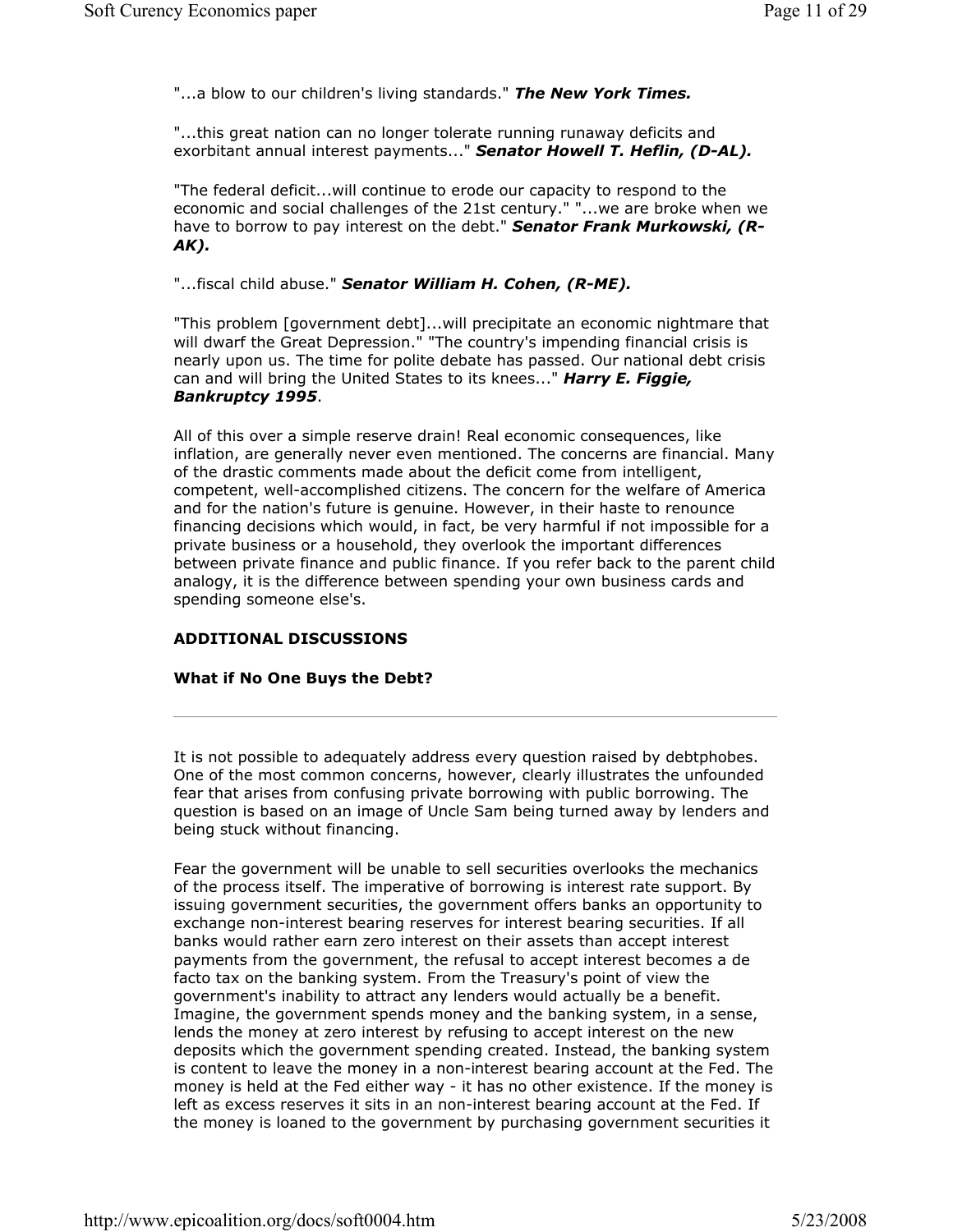"...a blow to our children's living standards." ***The New York Times.***

"...this great nation can no longer tolerate running runaway deficits and exorbitant annual interest payments..." ***Senator Howell T. Heflin, (D-AL).***

"The federal deficit...will continue to erode our capacity to respond to the economic and social challenges of the 21st century." "...we are broke when we have to borrow to pay interest on the debt." ***Senator Frank Murkowski, (R-AK).***

"...fiscal child abuse." ***Senator William H. Cohen, (R-ME).***

"This problem [government debt]...will precipitate an economic nightmare that will dwarf the Great Depression." "The country's impending financial crisis is nearly upon us. The time for polite debate has passed. Our national debt crisis can and will bring the United States to its knees..." ***Harry E. Figgie, Bankruptcy 1995***.

All of this over a simple reserve drain! Real economic consequences, like inflation, are generally never even mentioned. The concerns are financial. Many of the drastic comments made about the deficit come from intelligent, competent, well-accomplished citizens. The concern for the welfare of America and for the nation's future is genuine. However, in their haste to renounce financing decisions which would, in fact, be very harmful if not impossible for a private business or a household, they overlook the important differences between private finance and public finance. If you refer back to the parent child analogy, it is the difference between spending your own business cards and spending someone else's.

## ADDITIONAL DISCUSSIONS

### What if No One Buys the Debt?

---

It is not possible to adequately address every question raised by debtphobes. One of the most common concerns, however, clearly illustrates the unfounded fear that arises from confusing private borrowing with public borrowing. The question is based on an image of Uncle Sam being turned away by lenders and being stuck without financing.

Fear the government will be unable to sell securities overlooks the mechanics of the process itself. The imperative of borrowing is interest rate support. By issuing government securities, the government offers banks an opportunity to exchange non-interest bearing reserves for interest bearing securities. If all banks would rather earn zero interest on their assets than accept interest payments from the government, the refusal to accept interest becomes a de facto tax on the banking system. From the Treasury's point of view the government's inability to attract any lenders would actually be a benefit. Imagine, the government spends money and the banking system, in a sense, lends the money at zero interest by refusing to accept interest on the new deposits which the government spending created. Instead, the banking system is content to leave the money in a non-interest bearing account at the Fed. The money is held at the Fed either way - it has no other existence. If the money is left as excess reserves it sits in an non-interest bearing account at the Fed. If the money is loaned to the government by purchasing government securities it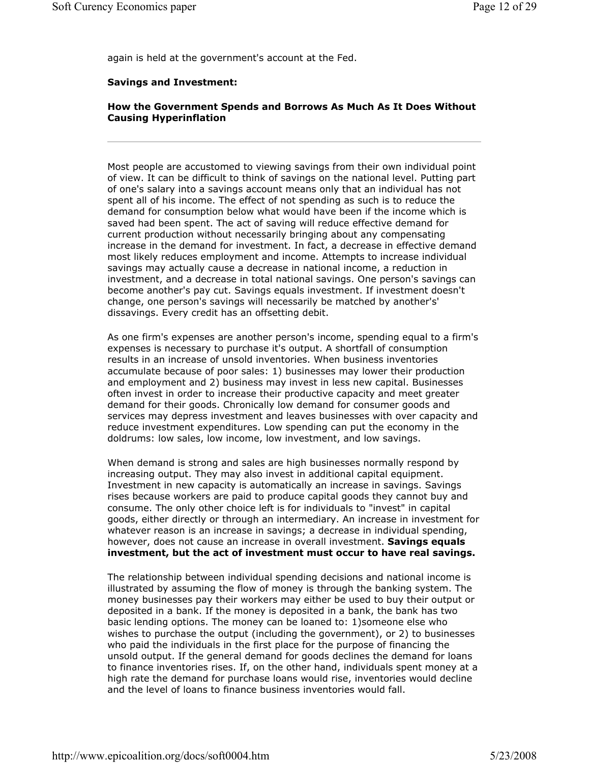again is held at the government's account at the Fed.

**Savings and Investment:**

**How the Government Spends and Borrows As Much As It Does Without Causing Hyperinflation**

---

Most people are accustomed to viewing savings from their own individual point of view. It can be difficult to think of savings on the national level. Putting part of one's salary into a savings account means only that an individual has not spent all of his income. The effect of not spending as such is to reduce the demand for consumption below what would have been if the income which is saved had been spent. The act of saving will reduce effective demand for current production without necessarily bringing about any compensating increase in the demand for investment. In fact, a decrease in effective demand most likely reduces employment and income. Attempts to increase individual savings may actually cause a decrease in national income, a reduction in investment, and a decrease in total national savings. One person's savings can become another's pay cut. Savings equals investment. If investment doesn't change, one person's savings will necessarily be matched by another's' dissavings. Every credit has an offsetting debit.

As one firm's expenses are another person's income, spending equal to a firm's expenses is necessary to purchase it's output. A shortfall of consumption results in an increase of unsold inventories. When business inventories accumulate because of poor sales: 1) businesses may lower their production and employment and 2) business may invest in less new capital. Businesses often invest in order to increase their productive capacity and meet greater demand for their goods. Chronically low demand for consumer goods and services may depress investment and leaves businesses with over capacity and reduce investment expenditures. Low spending can put the economy in the doldrums: low sales, low income, low investment, and low savings.

When demand is strong and sales are high businesses normally respond by increasing output. They may also invest in additional capital equipment. Investment in new capacity is automatically an increase in savings. Savings rises because workers are paid to produce capital goods they cannot buy and consume. The only other choice left is for individuals to "invest" in capital goods, either directly or through an intermediary. An increase in investment for whatever reason is an increase in savings; a decrease in individual spending, however, does not cause an increase in overall investment. **Savings equals investment, but the act of investment must occur to have real savings.**

The relationship between individual spending decisions and national income is illustrated by assuming the flow of money is through the banking system. The money businesses pay their workers may either be used to buy their output or deposited in a bank. If the money is deposited in a bank, the bank has two basic lending options. The money can be loaned to: 1)someone else who wishes to purchase the output (including the government), or 2) to businesses who paid the individuals in the first place for the purpose of financing the unsold output. If the general demand for goods declines the demand for loans to finance inventories rises. If, on the other hand, individuals spent money at a high rate the demand for purchase loans would rise, inventories would decline and the level of loans to finance business inventories would fall.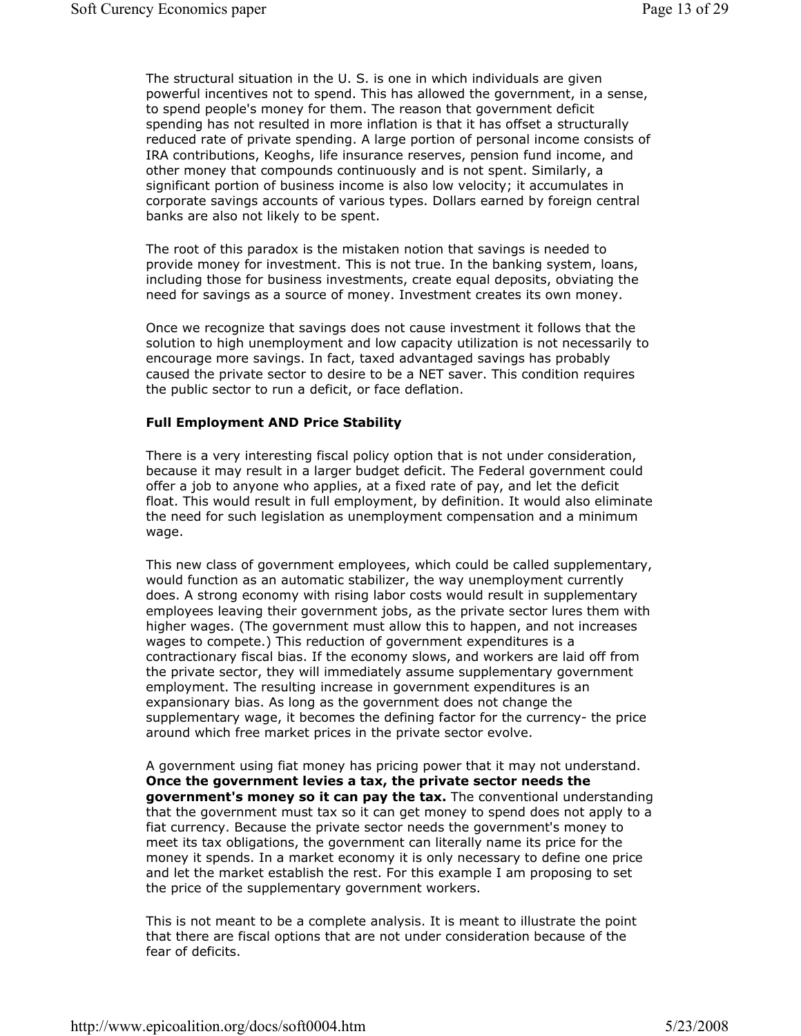The structural situation in the U. S. is one in which individuals are given powerful incentives not to spend. This has allowed the government, in a sense, to spend people's money for them. The reason that government deficit spending has not resulted in more inflation is that it has offset a structurally reduced rate of private spending. A large portion of personal income consists of IRA contributions, Keoghs, life insurance reserves, pension fund income, and other money that compounds continuously and is not spent. Similarly, a significant portion of business income is also low velocity; it accumulates in corporate savings accounts of various types. Dollars earned by foreign central banks are also not likely to be spent.

The root of this paradox is the mistaken notion that savings is needed to provide money for investment. This is not true. In the banking system, loans, including those for business investments, create equal deposits, obviating the need for savings as a source of money. Investment creates its own money.

Once we recognize that savings does not cause investment it follows that the solution to high unemployment and low capacity utilization is not necessarily to encourage more savings. In fact, taxed advantaged savings has probably caused the private sector to desire to be a NET saver. This condition requires the public sector to run a deficit, or face deflation.

**Full Employment AND Price Stability**

There is a very interesting fiscal policy option that is not under consideration, because it may result in a larger budget deficit. The Federal government could offer a job to anyone who applies, at a fixed rate of pay, and let the deficit float. This would result in full employment, by definition. It would also eliminate the need for such legislation as unemployment compensation and a minimum wage.

This new class of government employees, which could be called supplementary, would function as an automatic stabilizer, the way unemployment currently does. A strong economy with rising labor costs would result in supplementary employees leaving their government jobs, as the private sector lures them with higher wages. (The government must allow this to happen, and not increases wages to compete.) This reduction of government expenditures is a contractionary fiscal bias. If the economy slows, and workers are laid off from the private sector, they will immediately assume supplementary government employment. The resulting increase in government expenditures is an expansionary bias. As long as the government does not change the supplementary wage, it becomes the defining factor for the currency- the price around which free market prices in the private sector evolve.

A government using fiat money has pricing power that it may not understand. **Once the government levies a tax, the private sector needs the government's money so it can pay the tax.** The conventional understanding that the government must tax so it can get money to spend does not apply to a fiat currency. Because the private sector needs the government's money to meet its tax obligations, the government can literally name its price for the money it spends. In a market economy it is only necessary to define one price and let the market establish the rest. For this example I am proposing to set the price of the supplementary government workers.

This is not meant to be a complete analysis. It is meant to illustrate the point that there are fiscal options that are not under consideration because of the fear of deficits.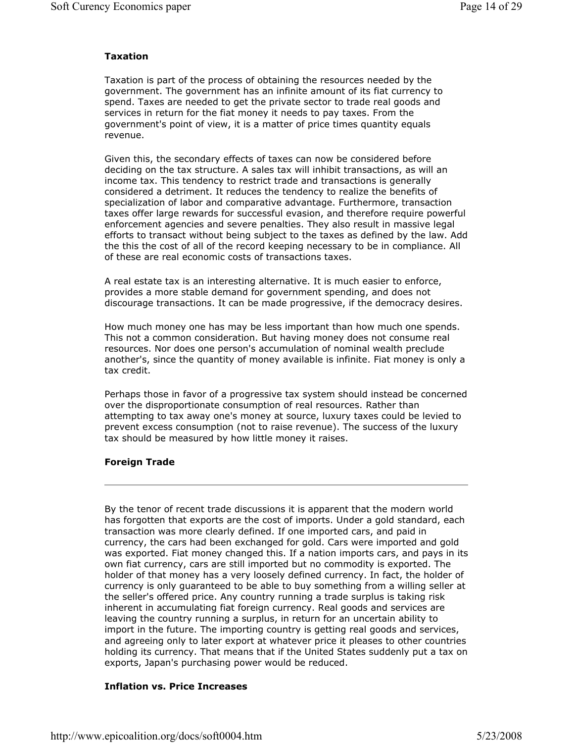### Taxation

Taxation is part of the process of obtaining the resources needed by the government. The government has an infinite amount of its fiat currency to spend. Taxes are needed to get the private sector to trade real goods and services in return for the fiat money it needs to pay taxes. From the government's point of view, it is a matter of price times quantity equals revenue.

Given this, the secondary effects of taxes can now be considered before deciding on the tax structure. A sales tax will inhibit transactions, as will an income tax. This tendency to restrict trade and transactions is generally considered a detriment. It reduces the tendency to realize the benefits of specialization of labor and comparative advantage. Furthermore, transaction taxes offer large rewards for successful evasion, and therefore require powerful enforcement agencies and severe penalties. They also result in massive legal efforts to transact without being subject to the taxes as defined by the law. Add the this the cost of all of the record keeping necessary to be in compliance. All of these are real economic costs of transactions taxes.

A real estate tax is an interesting alternative. It is much easier to enforce, provides a more stable demand for government spending, and does not discourage transactions. It can be made progressive, if the democracy desires.

How much money one has may be less important than how much one spends. This not a common consideration. But having money does not consume real resources. Nor does one person's accumulation of nominal wealth preclude another's, since the quantity of money available is infinite. Fiat money is only a tax credit.

Perhaps those in favor of a progressive tax system should instead be concerned over the disproportionate consumption of real resources. Rather than attempting to tax away one's money at source, luxury taxes could be levied to prevent excess consumption (not to raise revenue). The success of the luxury tax should be measured by how little money it raises.

### Foreign Trade

---

By the tenor of recent trade discussions it is apparent that the modern world has forgotten that exports are the cost of imports. Under a gold standard, each transaction was more clearly defined. If one imported cars, and paid in currency, the cars had been exchanged for gold. Cars were imported and gold was exported. Fiat money changed this. If a nation imports cars, and pays in its own fiat currency, cars are still imported but no commodity is exported. The holder of that money has a very loosely defined currency. In fact, the holder of currency is only guaranteed to be able to buy something from a willing seller at the seller's offered price. Any country running a trade surplus is taking risk inherent in accumulating fiat foreign currency. Real goods and services are leaving the country running a surplus, in return for an uncertain ability to import in the future. The importing country is getting real goods and services, and agreeing only to later export at whatever price it pleases to other countries holding its currency. That means that if the United States suddenly put a tax on exports, Japan's purchasing power would be reduced.

### Inflation vs. Price Increases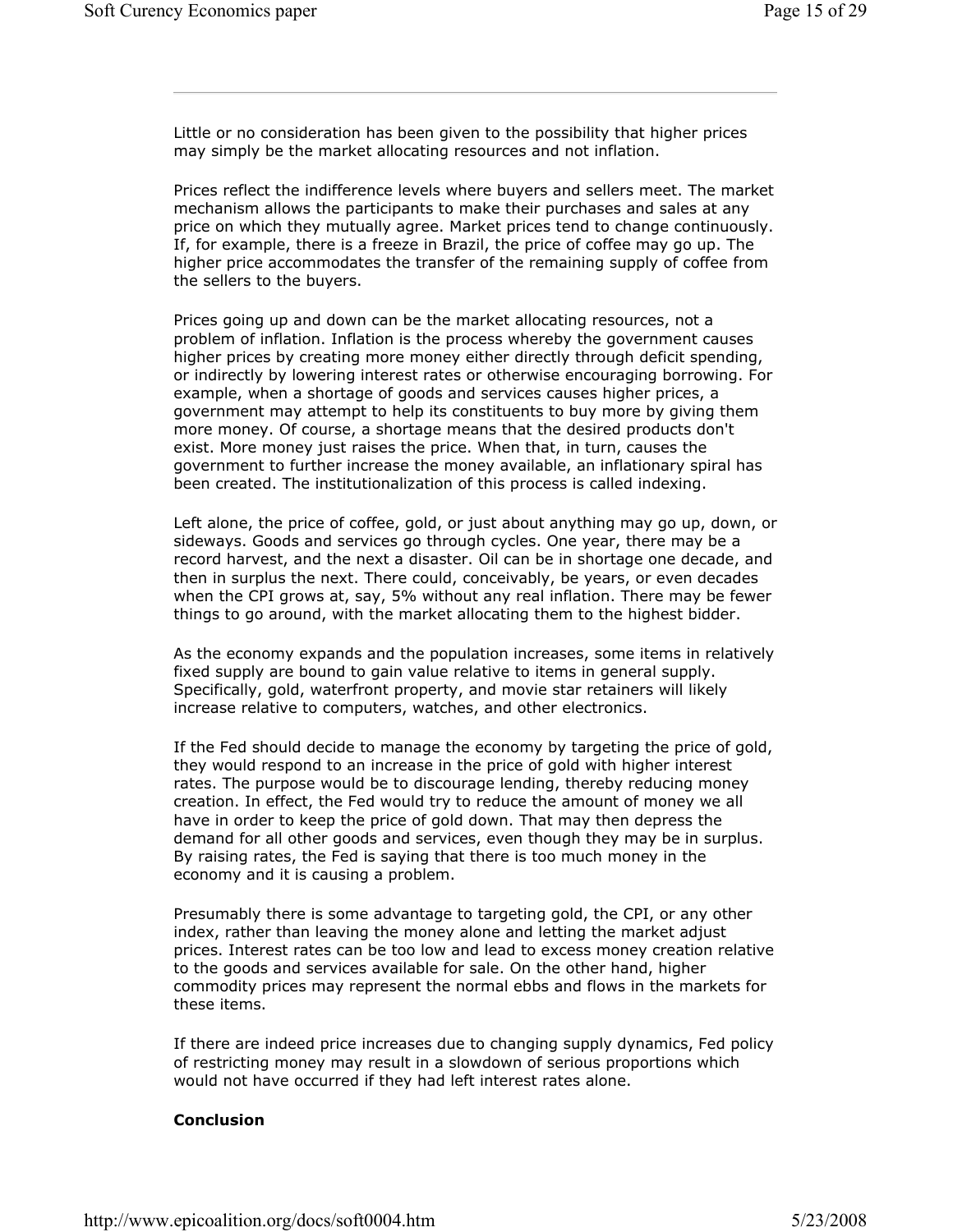Little or no consideration has been given to the possibility that higher prices may simply be the market allocating resources and not inflation.

Prices reflect the indifference levels where buyers and sellers meet. The market mechanism allows the participants to make their purchases and sales at any price on which they mutually agree. Market prices tend to change continuously. If, for example, there is a freeze in Brazil, the price of coffee may go up. The higher price accommodates the transfer of the remaining supply of coffee from the sellers to the buyers.

Prices going up and down can be the market allocating resources, not a problem of inflation. Inflation is the process whereby the government causes higher prices by creating more money either directly through deficit spending, or indirectly by lowering interest rates or otherwise encouraging borrowing. For example, when a shortage of goods and services causes higher prices, a government may attempt to help its constituents to buy more by giving them more money. Of course, a shortage means that the desired products don't exist. More money just raises the price. When that, in turn, causes the government to further increase the money available, an inflationary spiral has been created. The institutionalization of this process is called indexing.

Left alone, the price of coffee, gold, or just about anything may go up, down, or sideways. Goods and services go through cycles. One year, there may be a record harvest, and the next a disaster. Oil can be in shortage one decade, and then in surplus the next. There could, conceivably, be years, or even decades when the CPI grows at, say, 5% without any real inflation. There may be fewer things to go around, with the market allocating them to the highest bidder.

As the economy expands and the population increases, some items in relatively fixed supply are bound to gain value relative to items in general supply. Specifically, gold, waterfront property, and movie star retainers will likely increase relative to computers, watches, and other electronics.

If the Fed should decide to manage the economy by targeting the price of gold, they would respond to an increase in the price of gold with higher interest rates. The purpose would be to discourage lending, thereby reducing money creation. In effect, the Fed would try to reduce the amount of money we all have in order to keep the price of gold down. That may then depress the demand for all other goods and services, even though they may be in surplus. By raising rates, the Fed is saying that there is too much money in the economy and it is causing a problem.

Presumably there is some advantage to targeting gold, the CPI, or any other index, rather than leaving the money alone and letting the market adjust prices. Interest rates can be too low and lead to excess money creation relative to the goods and services available for sale. On the other hand, higher commodity prices may represent the normal ebbs and flows in the markets for these items.

If there are indeed price increases due to changing supply dynamics, Fed policy of restricting money may result in a slowdown of serious proportions which would not have occurred if they had left interest rates alone.

**Conclusion**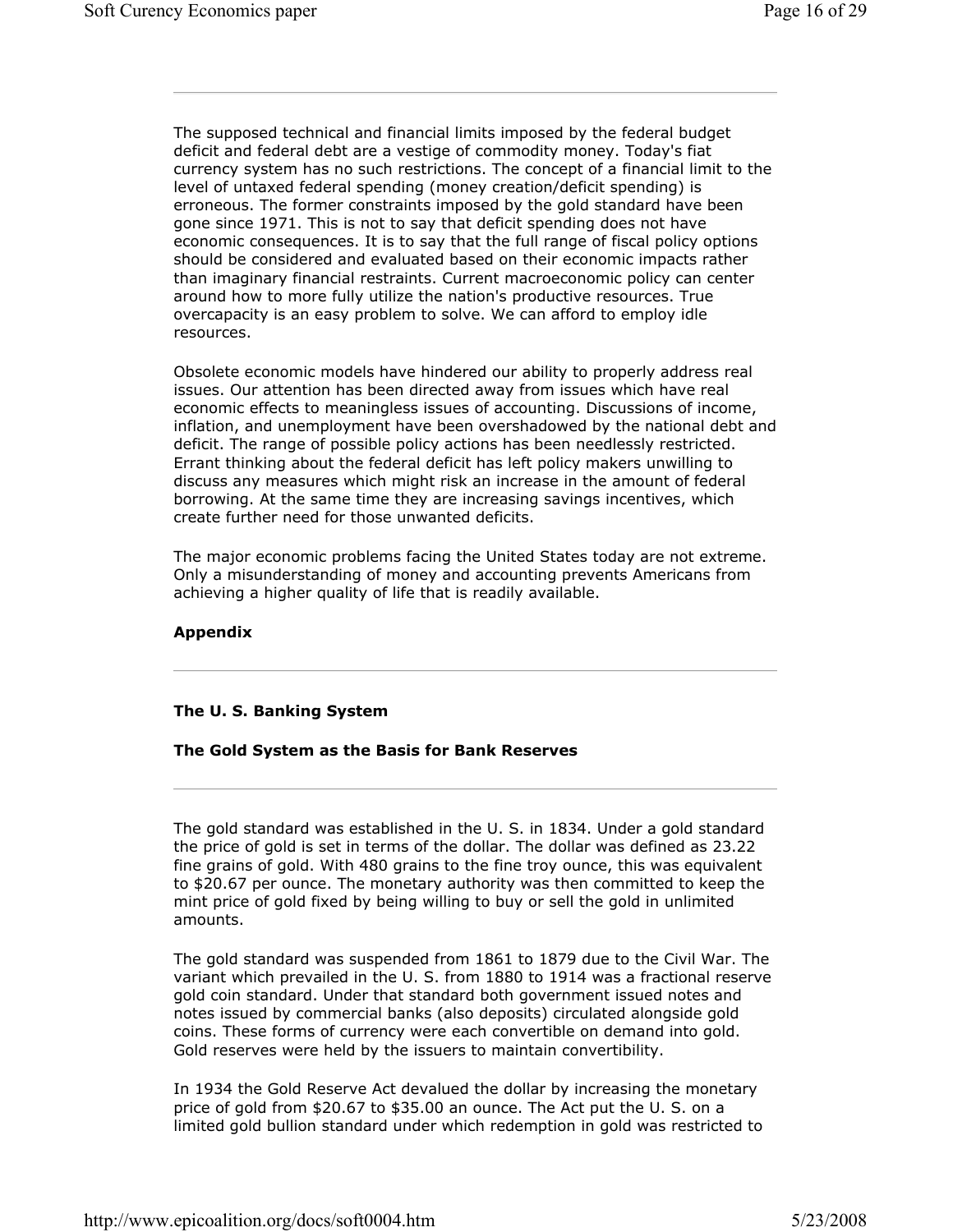The supposed technical and financial limits imposed by the federal budget deficit and federal debt are a vestige of commodity money. Today's fiat currency system has no such restrictions. The concept of a financial limit to the level of untaxed federal spending (money creation/deficit spending) is erroneous. The former constraints imposed by the gold standard have been gone since 1971. This is not to say that deficit spending does not have economic consequences. It is to say that the full range of fiscal policy options should be considered and evaluated based on their economic impacts rather than imaginary financial restraints. Current macroeconomic policy can center around how to more fully utilize the nation's productive resources. True overcapacity is an easy problem to solve. We can afford to employ idle resources.

Obsolete economic models have hindered our ability to properly address real issues. Our attention has been directed away from issues which have real economic effects to meaningless issues of accounting. Discussions of income, inflation, and unemployment have been overshadowed by the national debt and deficit. The range of possible policy actions has been needlessly restricted. Errant thinking about the federal deficit has left policy makers unwilling to discuss any measures which might risk an increase in the amount of federal borrowing. At the same time they are increasing savings incentives, which create further need for those unwanted deficits.

The major economic problems facing the United States today are not extreme. Only a misunderstanding of money and accounting prevents Americans from achieving a higher quality of life that is readily available.

## Appendix

---

### The U. S. Banking System

### The Gold System as the Basis for Bank Reserves

---

The gold standard was established in the U. S. in 1834. Under a gold standard the price of gold is set in terms of the dollar. The dollar was defined as 23.22 fine grains of gold. With 480 grains to the fine troy ounce, this was equivalent to $20.67 per ounce. The monetary authority was then committed to keep the mint price of gold fixed by being willing to buy or sell the gold in unlimited amounts.

The gold standard was suspended from 1861 to 1879 due to the Civil War. The variant which prevailed in the U. S. from 1880 to 1914 was a fractional reserve gold coin standard. Under that standard both government issued notes and notes issued by commercial banks (also deposits) circulated alongside gold coins. These forms of currency were each convertible on demand into gold. Gold reserves were held by the issuers to maintain convertibility.

In 1934 the Gold Reserve Act devalued the dollar by increasing the monetary price of gold from $20.67 to $35.00 an ounce. The Act put the U. S. on a limited gold bullion standard under which redemption in gold was restricted to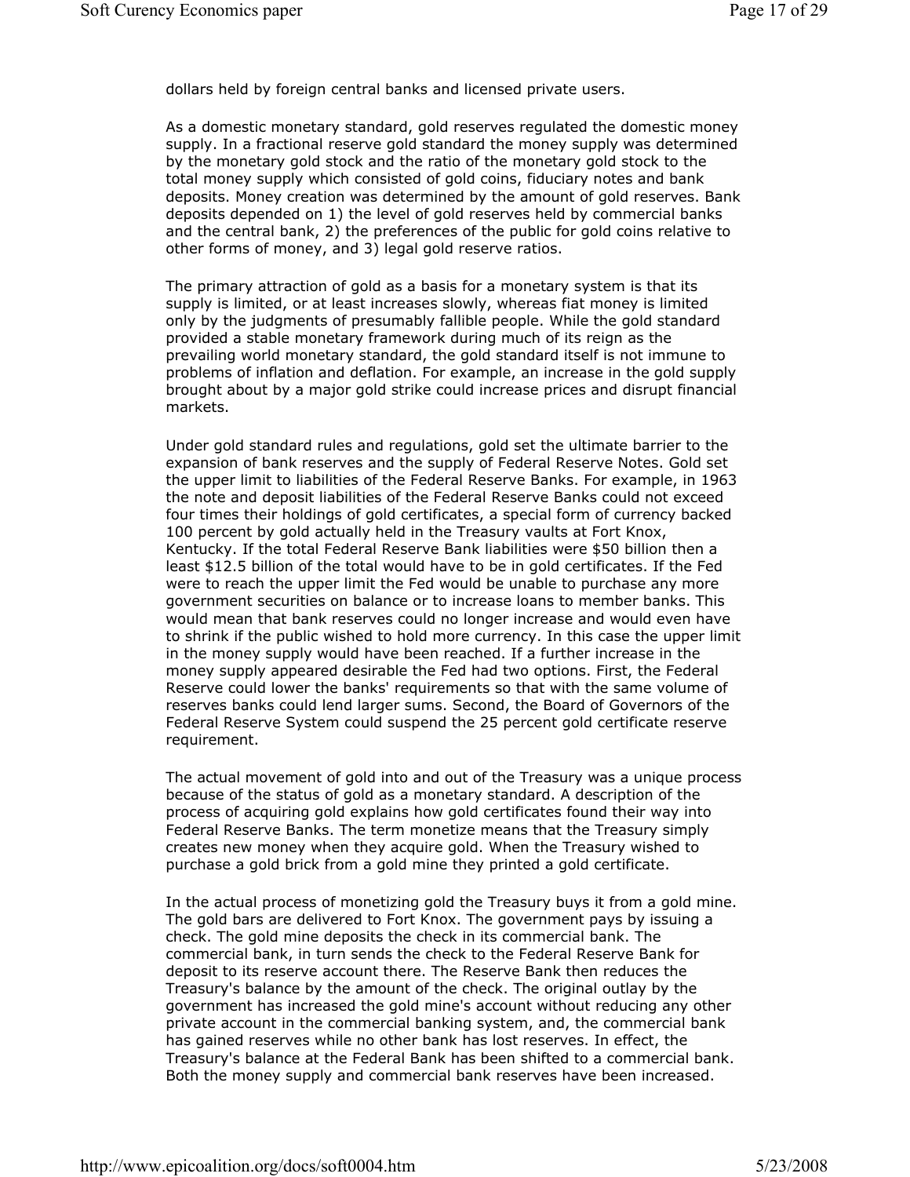dollars held by foreign central banks and licensed private users.

As a domestic monetary standard, gold reserves regulated the domestic money supply. In a fractional reserve gold standard the money supply was determined by the monetary gold stock and the ratio of the monetary gold stock to the total money supply which consisted of gold coins, fiduciary notes and bank deposits. Money creation was determined by the amount of gold reserves. Bank deposits depended on 1) the level of gold reserves held by commercial banks and the central bank, 2) the preferences of the public for gold coins relative to other forms of money, and 3) legal gold reserve ratios.

The primary attraction of gold as a basis for a monetary system is that its supply is limited, or at least increases slowly, whereas fiat money is limited only by the judgments of presumably fallible people. While the gold standard provided a stable monetary framework during much of its reign as the prevailing world monetary standard, the gold standard itself is not immune to problems of inflation and deflation. For example, an increase in the gold supply brought about by a major gold strike could increase prices and disrupt financial markets.

Under gold standard rules and regulations, gold set the ultimate barrier to the expansion of bank reserves and the supply of Federal Reserve Notes. Gold set the upper limit to liabilities of the Federal Reserve Banks. For example, in 1963 the note and deposit liabilities of the Federal Reserve Banks could not exceed four times their holdings of gold certificates, a special form of currency backed 100 percent by gold actually held in the Treasury vaults at Fort Knox, Kentucky. If the total Federal Reserve Bank liabilities were $50 billion then a least $12.5 billion of the total would have to be in gold certificates. If the Fed were to reach the upper limit the Fed would be unable to purchase any more government securities on balance or to increase loans to member banks. This would mean that bank reserves could no longer increase and would even have to shrink if the public wished to hold more currency. In this case the upper limit in the money supply would have been reached. If a further increase in the money supply appeared desirable the Fed had two options. First, the Federal Reserve could lower the banks' requirements so that with the same volume of reserves banks could lend larger sums. Second, the Board of Governors of the Federal Reserve System could suspend the 25 percent gold certificate reserve requirement.

The actual movement of gold into and out of the Treasury was a unique process because of the status of gold as a monetary standard. A description of the process of acquiring gold explains how gold certificates found their way into Federal Reserve Banks. The term monetize means that the Treasury simply creates new money when they acquire gold. When the Treasury wished to purchase a gold brick from a gold mine they printed a gold certificate.

In the actual process of monetizing gold the Treasury buys it from a gold mine. The gold bars are delivered to Fort Knox. The government pays by issuing a check. The gold mine deposits the check in its commercial bank. The commercial bank, in turn sends the check to the Federal Reserve Bank for deposit to its reserve account there. The Reserve Bank then reduces the Treasury's balance by the amount of the check. The original outlay by the government has increased the gold mine's account without reducing any other private account in the commercial banking system, and, the commercial bank has gained reserves while no other bank has lost reserves. In effect, the Treasury's balance at the Federal Bank has been shifted to a commercial bank. Both the money supply and commercial bank reserves have been increased.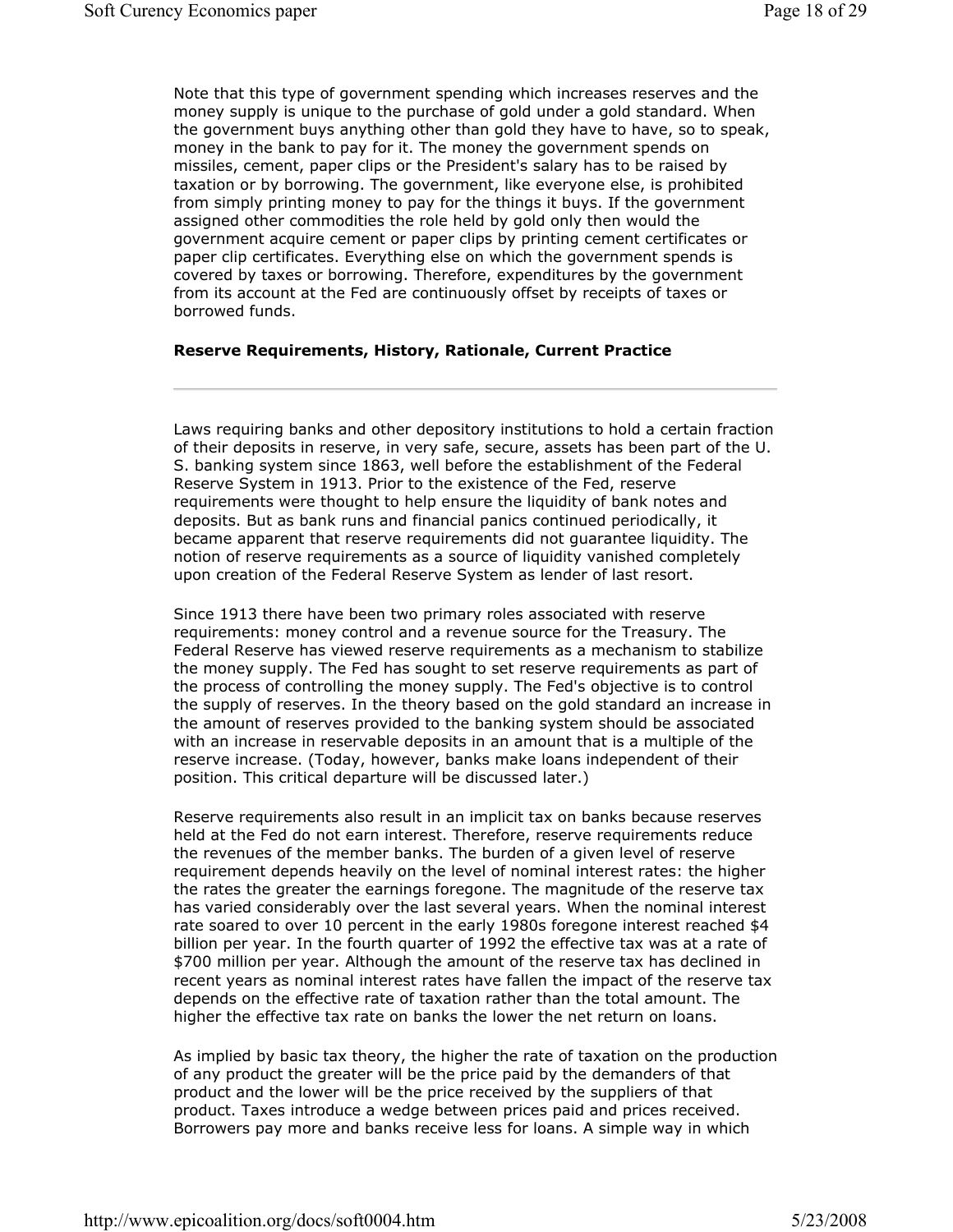Note that this type of government spending which increases reserves and the money supply is unique to the purchase of gold under a gold standard. When the government buys anything other than gold they have to have, so to speak, money in the bank to pay for it. The money the government spends on missiles, cement, paper clips or the President's salary has to be raised by taxation or by borrowing. The government, like everyone else, is prohibited from simply printing money to pay for the things it buys. If the government assigned other commodities the role held by gold only then would the government acquire cement or paper clips by printing cement certificates or paper clip certificates. Everything else on which the government spends is covered by taxes or borrowing. Therefore, expenditures by the government from its account at the Fed are continuously offset by receipts of taxes or borrowed funds.

### Reserve Requirements, History, Rationale, Current Practice

---

Laws requiring banks and other depository institutions to hold a certain fraction of their deposits in reserve, in very safe, secure, assets has been part of the U. S. banking system since 1863, well before the establishment of the Federal Reserve System in 1913. Prior to the existence of the Fed, reserve requirements were thought to help ensure the liquidity of bank notes and deposits. But as bank runs and financial panics continued periodically, it became apparent that reserve requirements did not guarantee liquidity. The notion of reserve requirements as a source of liquidity vanished completely upon creation of the Federal Reserve System as lender of last resort.

Since 1913 there have been two primary roles associated with reserve requirements: money control and a revenue source for the Treasury. The Federal Reserve has viewed reserve requirements as a mechanism to stabilize the money supply. The Fed has sought to set reserve requirements as part of the process of controlling the money supply. The Fed's objective is to control the supply of reserves. In the theory based on the gold standard an increase in the amount of reserves provided to the banking system should be associated with an increase in reservable deposits in an amount that is a multiple of the reserve increase. (Today, however, banks make loans independent of their position. This critical departure will be discussed later.)

Reserve requirements also result in an implicit tax on banks because reserves held at the Fed do not earn interest. Therefore, reserve requirements reduce the revenues of the member banks. The burden of a given level of reserve requirement depends heavily on the level of nominal interest rates: the higher the rates the greater the earnings foregone. The magnitude of the reserve tax has varied considerably over the last several years. When the nominal interest rate soared to over 10 percent in the early 1980s foregone interest reached $4 billion per year. In the fourth quarter of 1992 the effective tax was at a rate of $700 million per year. Although the amount of the reserve tax has declined in recent years as nominal interest rates have fallen the impact of the reserve tax depends on the effective rate of taxation rather than the total amount. The higher the effective tax rate on banks the lower the net return on loans.

As implied by basic tax theory, the higher the rate of taxation on the production of any product the greater will be the price paid by the demanders of that product and the lower will be the price received by the suppliers of that product. Taxes introduce a wedge between prices paid and prices received. Borrowers pay more and banks receive less for loans. A simple way in which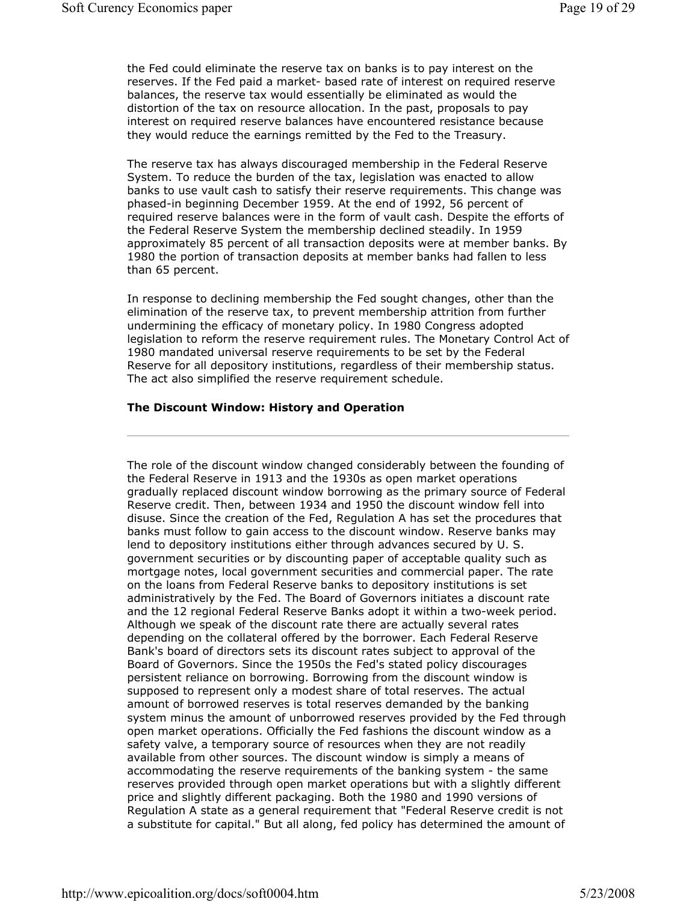the Fed could eliminate the reserve tax on banks is to pay interest on the reserves. If the Fed paid a market- based rate of interest on required reserve balances, the reserve tax would essentially be eliminated as would the distortion of the tax on resource allocation. In the past, proposals to pay interest on required reserve balances have encountered resistance because they would reduce the earnings remitted by the Fed to the Treasury.

The reserve tax has always discouraged membership in the Federal Reserve System. To reduce the burden of the tax, legislation was enacted to allow banks to use vault cash to satisfy their reserve requirements. This change was phased-in beginning December 1959. At the end of 1992, 56 percent of required reserve balances were in the form of vault cash. Despite the efforts of the Federal Reserve System the membership declined steadily. In 1959 approximately 85 percent of all transaction deposits were at member banks. By 1980 the portion of transaction deposits at member banks had fallen to less than 65 percent.

In response to declining membership the Fed sought changes, other than the elimination of the reserve tax, to prevent membership attrition from further undermining the efficacy of monetary policy. In 1980 Congress adopted legislation to reform the reserve requirement rules. The Monetary Control Act of 1980 mandated universal reserve requirements to be set by the Federal Reserve for all depository institutions, regardless of their membership status. The act also simplified the reserve requirement schedule.

### The Discount Window: History and Operation

---

The role of the discount window changed considerably between the founding of the Federal Reserve in 1913 and the 1930s as open market operations gradually replaced discount window borrowing as the primary source of Federal Reserve credit. Then, between 1934 and 1950 the discount window fell into disuse. Since the creation of the Fed, Regulation A has set the procedures that banks must follow to gain access to the discount window. Reserve banks may lend to depository institutions either through advances secured by U. S. government securities or by discounting paper of acceptable quality such as mortgage notes, local government securities and commercial paper. The rate on the loans from Federal Reserve banks to depository institutions is set administratively by the Fed. The Board of Governors initiates a discount rate and the 12 regional Federal Reserve Banks adopt it within a two-week period. Although we speak of the discount rate there are actually several rates depending on the collateral offered by the borrower. Each Federal Reserve Bank's board of directors sets its discount rates subject to approval of the Board of Governors. Since the 1950s the Fed's stated policy discourages persistent reliance on borrowing. Borrowing from the discount window is supposed to represent only a modest share of total reserves. The actual amount of borrowed reserves is total reserves demanded by the banking system minus the amount of unborrowed reserves provided by the Fed through open market operations. Officially the Fed fashions the discount window as a safety valve, a temporary source of resources when they are not readily available from other sources. The discount window is simply a means of accommodating the reserve requirements of the banking system - the same reserves provided through open market operations but with a slightly different price and slightly different packaging. Both the 1980 and 1990 versions of Regulation A state as a general requirement that "Federal Reserve credit is not a substitute for capital." But all along, fed policy has determined the amount of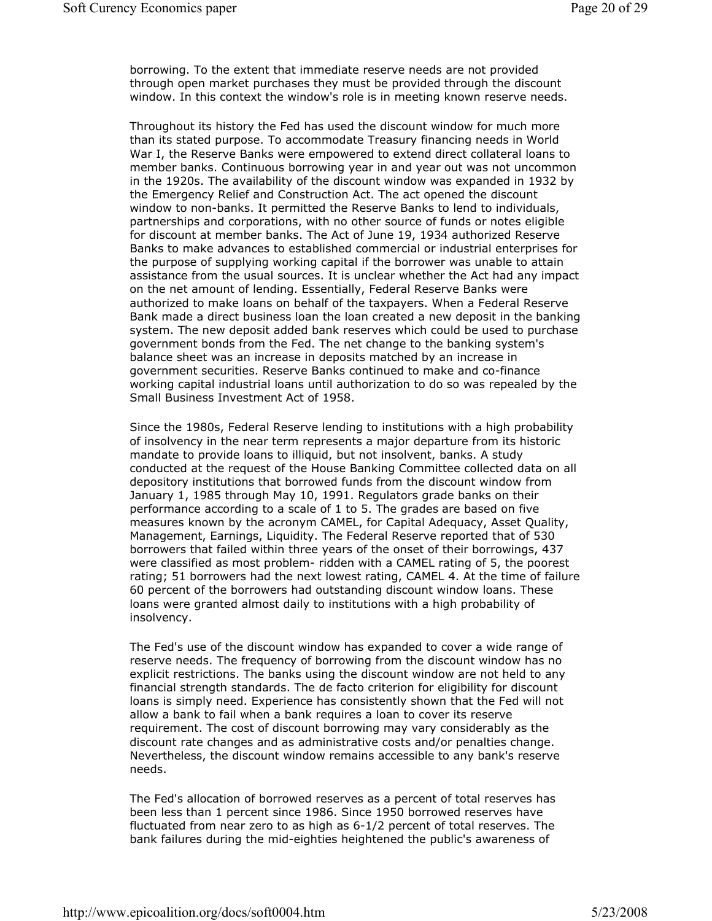borrowing. To the extent that immediate reserve needs are not provided through open market purchases they must be provided through the discount window. In this context the window's role is in meeting known reserve needs.

Throughout its history the Fed has used the discount window for much more than its stated purpose. To accommodate Treasury financing needs in World War I, the Reserve Banks were empowered to extend direct collateral loans to member banks. Continuous borrowing year in and year out was not uncommon in the 1920s. The availability of the discount window was expanded in 1932 by the Emergency Relief and Construction Act. The act opened the discount window to non-banks. It permitted the Reserve Banks to lend to individuals, partnerships and corporations, with no other source of funds or notes eligible for discount at member banks. The Act of June 19, 1934 authorized Reserve Banks to make advances to established commercial or industrial enterprises for the purpose of supplying working capital if the borrower was unable to attain assistance from the usual sources. It is unclear whether the Act had any impact on the net amount of lending. Essentially, Federal Reserve Banks were authorized to make loans on behalf of the taxpayers. When a Federal Reserve Bank made a direct business loan the loan created a new deposit in the banking system. The new deposit added bank reserves which could be used to purchase government bonds from the Fed. The net change to the banking system's balance sheet was an increase in deposits matched by an increase in government securities. Reserve Banks continued to make and co-finance working capital industrial loans until authorization to do so was repealed by the Small Business Investment Act of 1958.

Since the 1980s, Federal Reserve lending to institutions with a high probability of insolvency in the near term represents a major departure from its historic mandate to provide loans to illiquid, but not insolvent, banks. A study conducted at the request of the House Banking Committee collected data on all depository institutions that borrowed funds from the discount window from January 1, 1985 through May 10, 1991. Regulators grade banks on their performance according to a scale of 1 to 5. The grades are based on five measures known by the acronym CAMEL, for Capital Adequacy, Asset Quality, Management, Earnings, Liquidity. The Federal Reserve reported that of 530 borrowers that failed within three years of the onset of their borrowings, 437 were classified as most problem- ridden with a CAMEL rating of 5, the poorest rating; 51 borrowers had the next lowest rating, CAMEL 4. At the time of failure 60 percent of the borrowers had outstanding discount window loans. These loans were granted almost daily to institutions with a high probability of insolvency.

The Fed's use of the discount window has expanded to cover a wide range of reserve needs. The frequency of borrowing from the discount window has no explicit restrictions. The banks using the discount window are not held to any financial strength standards. The de facto criterion for eligibility for discount loans is simply need. Experience has consistently shown that the Fed will not allow a bank to fail when a bank requires a loan to cover its reserve requirement. The cost of discount borrowing may vary considerably as the discount rate changes and as administrative costs and/or penalties change. Nevertheless, the discount window remains accessible to any bank's reserve needs.

The Fed's allocation of borrowed reserves as a percent of total reserves has been less than 1 percent since 1986. Since 1950 borrowed reserves have fluctuated from near zero to as high as 6-1/2 percent of total reserves. The bank failures during the mid-eighties heightened the public's awareness of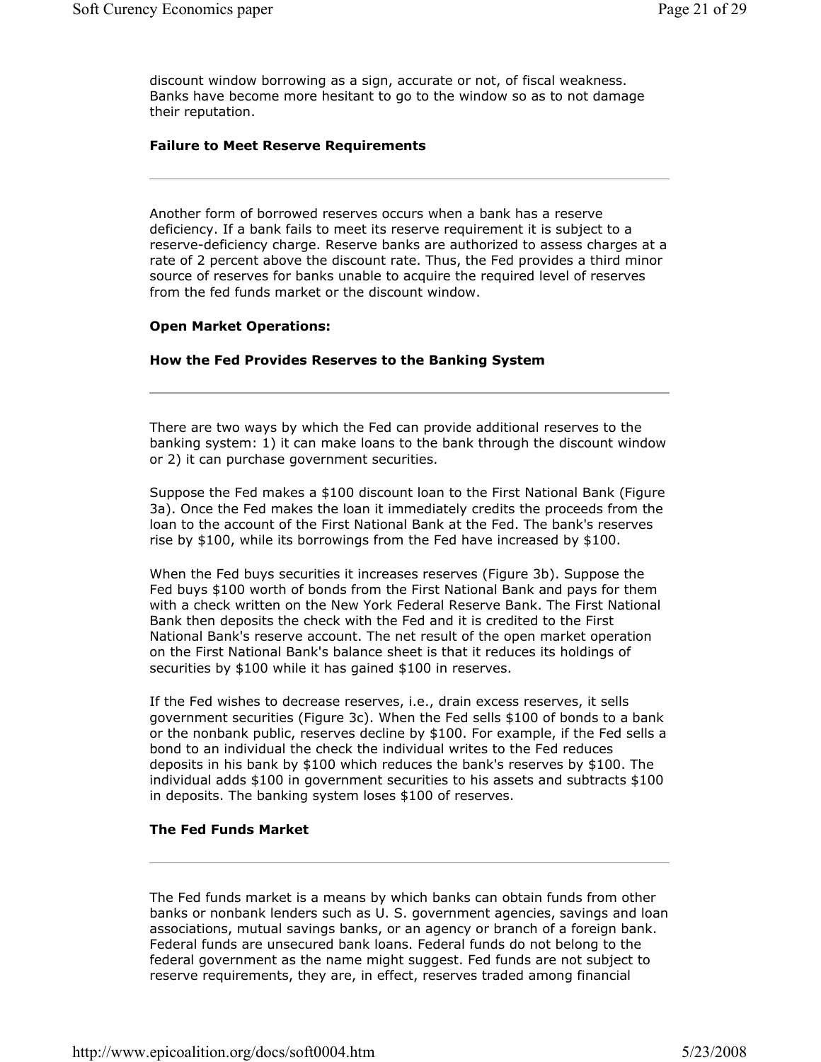discount window borrowing as a sign, accurate or not, of fiscal weakness. Banks have become more hesitant to go to the window so as to not damage their reputation.

### Failure to Meet Reserve Requirements

---

Another form of borrowed reserves occurs when a bank has a reserve deficiency. If a bank fails to meet its reserve requirement it is subject to a reserve-deficiency charge. Reserve banks are authorized to assess charges at a rate of 2 percent above the discount rate. Thus, the Fed provides a third minor source of reserves for banks unable to acquire the required level of reserves from the fed funds market or the discount window.

### Open Market Operations:

### How the Fed Provides Reserves to the Banking System

---

There are two ways by which the Fed can provide additional reserves to the banking system: 1) it can make loans to the bank through the discount window or 2) it can purchase government securities.

Suppose the Fed makes a $100 discount loan to the First National Bank (Figure 3a). Once the Fed makes the loan it immediately credits the proceeds from the loan to the account of the First National Bank at the Fed. The bank's reserves rise by $100, while its borrowings from the Fed have increased by $100.

When the Fed buys securities it increases reserves (Figure 3b). Suppose the Fed buys $100 worth of bonds from the First National Bank and pays for them with a check written on the New York Federal Reserve Bank. The First National Bank then deposits the check with the Fed and it is credited to the First National Bank's reserve account. The net result of the open market operation on the First National Bank's balance sheet is that it reduces its holdings of securities by $100 while it has gained $100 in reserves.

If the Fed wishes to decrease reserves, i.e., drain excess reserves, it sells government securities (Figure 3c). When the Fed sells $100 of bonds to a bank or the nonbank public, reserves decline by $100. For example, if the Fed sells a bond to an individual the check the individual writes to the Fed reduces deposits in his bank by $100 which reduces the bank's reserves by $100. The individual adds $100 in government securities to his assets and subtracts $100 in deposits. The banking system loses $100 of reserves.

### The Fed Funds Market

---

The Fed funds market is a means by which banks can obtain funds from other banks or nonbank lenders such as U. S. government agencies, savings and loan associations, mutual savings banks, or an agency or branch of a foreign bank. Federal funds are unsecured bank loans. Federal funds do not belong to the federal government as the name might suggest. Fed funds are not subject to reserve requirements, they are, in effect, reserves traded among financial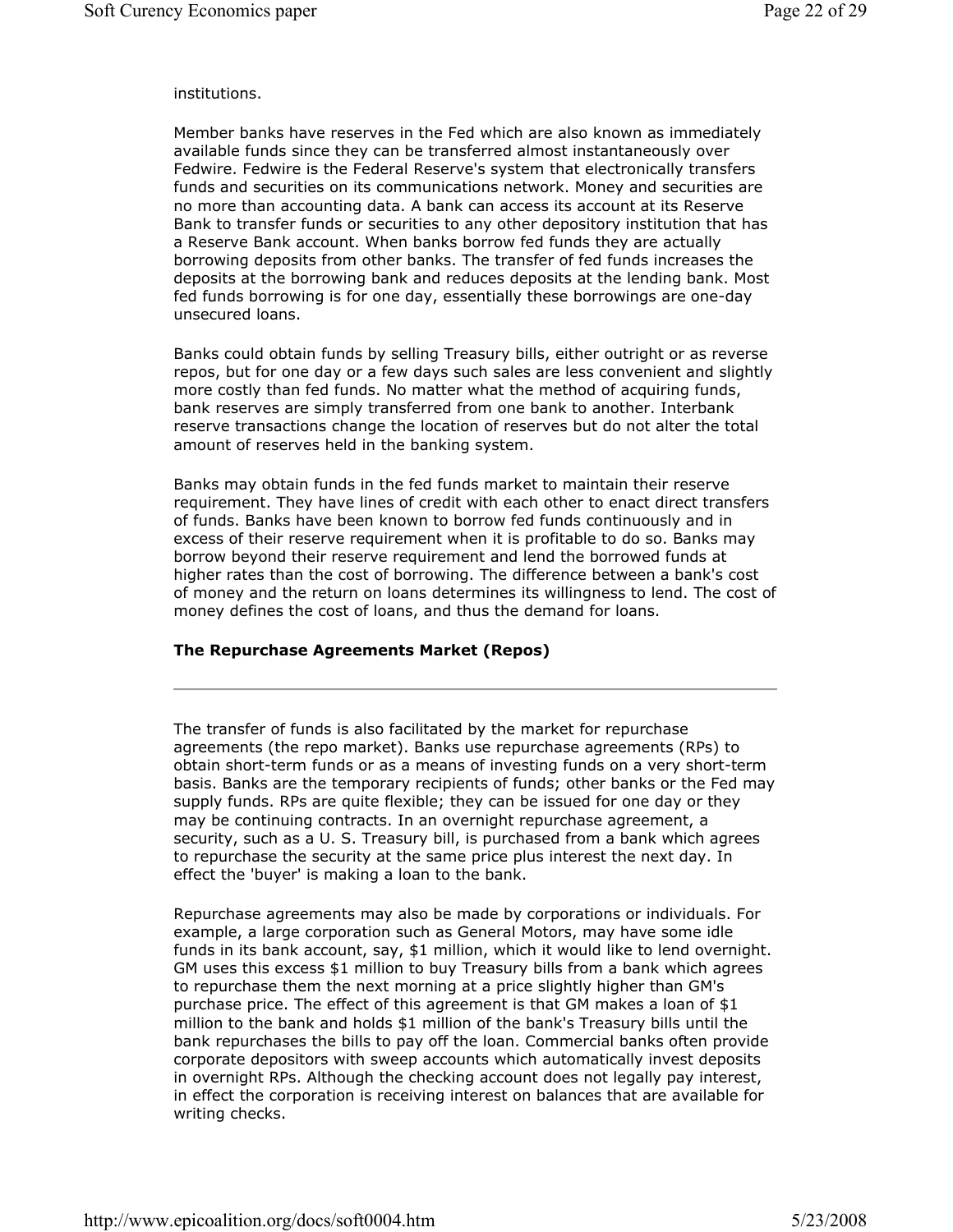institutions.

Member banks have reserves in the Fed which are also known as immediately available funds since they can be transferred almost instantaneously over Fedwire. Fedwire is the Federal Reserve's system that electronically transfers funds and securities on its communications network. Money and securities are no more than accounting data. A bank can access its account at its Reserve Bank to transfer funds or securities to any other depository institution that has a Reserve Bank account. When banks borrow fed funds they are actually borrowing deposits from other banks. The transfer of fed funds increases the deposits at the borrowing bank and reduces deposits at the lending bank. Most fed funds borrowing is for one day, essentially these borrowings are one-day unsecured loans.

Banks could obtain funds by selling Treasury bills, either outright or as reverse repos, but for one day or a few days such sales are less convenient and slightly more costly than fed funds. No matter what the method of acquiring funds, bank reserves are simply transferred from one bank to another. Interbank reserve transactions change the location of reserves but do not alter the total amount of reserves held in the banking system.

Banks may obtain funds in the fed funds market to maintain their reserve requirement. They have lines of credit with each other to enact direct transfers of funds. Banks have been known to borrow fed funds continuously and in excess of their reserve requirement when it is profitable to do so. Banks may borrow beyond their reserve requirement and lend the borrowed funds at higher rates than the cost of borrowing. The difference between a bank's cost of money and the return on loans determines its willingness to lend. The cost of money defines the cost of loans, and thus the demand for loans.

### The Repurchase Agreements Market (Repos)

---

The transfer of funds is also facilitated by the market for repurchase agreements (the repo market). Banks use repurchase agreements (RPs) to obtain short-term funds or as a means of investing funds on a very short-term basis. Banks are the temporary recipients of funds; other banks or the Fed may supply funds. RPs are quite flexible; they can be issued for one day or they may be continuing contracts. In an overnight repurchase agreement, a security, such as a U. S. Treasury bill, is purchased from a bank which agrees to repurchase the security at the same price plus interest the next day. In effect the 'buyer' is making a loan to the bank.

Repurchase agreements may also be made by corporations or individuals. For example, a large corporation such as General Motors, may have some idle funds in its bank account, say, $1 million, which it would like to lend overnight. GM uses this excess $1 million to buy Treasury bills from a bank which agrees to repurchase them the next morning at a price slightly higher than GM's purchase price. The effect of this agreement is that GM makes a loan of $1 million to the bank and holds $1 million of the bank's Treasury bills until the bank repurchases the bills to pay off the loan. Commercial banks often provide corporate depositors with sweep accounts which automatically invest deposits in overnight RPs. Although the checking account does not legally pay interest, in effect the corporation is receiving interest on balances that are available for writing checks.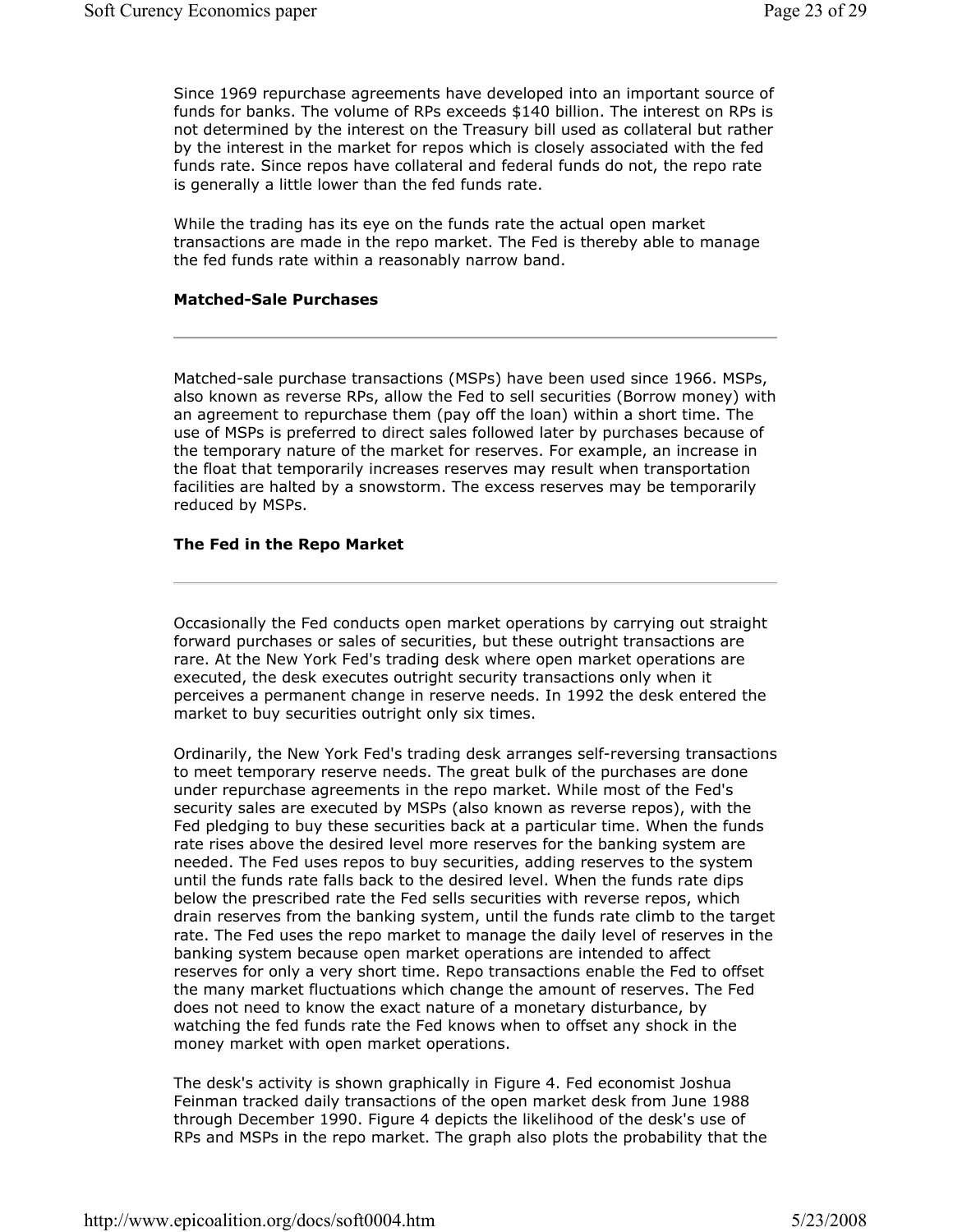Since 1969 repurchase agreements have developed into an important source of funds for banks. The volume of RPs exceeds $140 billion. The interest on RPs is not determined by the interest on the Treasury bill used as collateral but rather by the interest in the market for repos which is closely associated with the fed funds rate. Since repos have collateral and federal funds do not, the repo rate is generally a little lower than the fed funds rate.

While the trading has its eye on the funds rate the actual open market transactions are made in the repo market. The Fed is thereby able to manage the fed funds rate within a reasonably narrow band.

**Matched-Sale Purchases**

---

Matched-sale purchase transactions (MSPs) have been used since 1966. MSPs, also known as reverse RPs, allow the Fed to sell securities (Borrow money) with an agreement to repurchase them (pay off the loan) within a short time. The use of MSPs is preferred to direct sales followed later by purchases because of the temporary nature of the market for reserves. For example, an increase in the float that temporarily increases reserves may result when transportation facilities are halted by a snowstorm. The excess reserves may be temporarily reduced by MSPs.

**The Fed in the Repo Market**

---

Occasionally the Fed conducts open market operations by carrying out straight forward purchases or sales of securities, but these outright transactions are rare. At the New York Fed's trading desk where open market operations are executed, the desk executes outright security transactions only when it perceives a permanent change in reserve needs. In 1992 the desk entered the market to buy securities outright only six times.

Ordinarily, the New York Fed's trading desk arranges self-reversing transactions to meet temporary reserve needs. The great bulk of the purchases are done under repurchase agreements in the repo market. While most of the Fed's security sales are executed by MSPs (also known as reverse repos), with the Fed pledging to buy these securities back at a particular time. When the funds rate rises above the desired level more reserves for the banking system are needed. The Fed uses repos to buy securities, adding reserves to the system until the funds rate falls back to the desired level. When the funds rate dips below the prescribed rate the Fed sells securities with reverse repos, which drain reserves from the banking system, until the funds rate climb to the target rate. The Fed uses the repo market to manage the daily level of reserves in the banking system because open market operations are intended to affect reserves for only a very short time. Repo transactions enable the Fed to offset the many market fluctuations which change the amount of reserves. The Fed does not need to know the exact nature of a monetary disturbance, by watching the fed funds rate the Fed knows when to offset any shock in the money market with open market operations.

The desk's activity is shown graphically in Figure 4. Fed economist Joshua Feinman tracked daily transactions of the open market desk from June 1988 through December 1990. Figure 4 depicts the likelihood of the desk's use of RPs and MSPs in the repo market. The graph also plots the probability that the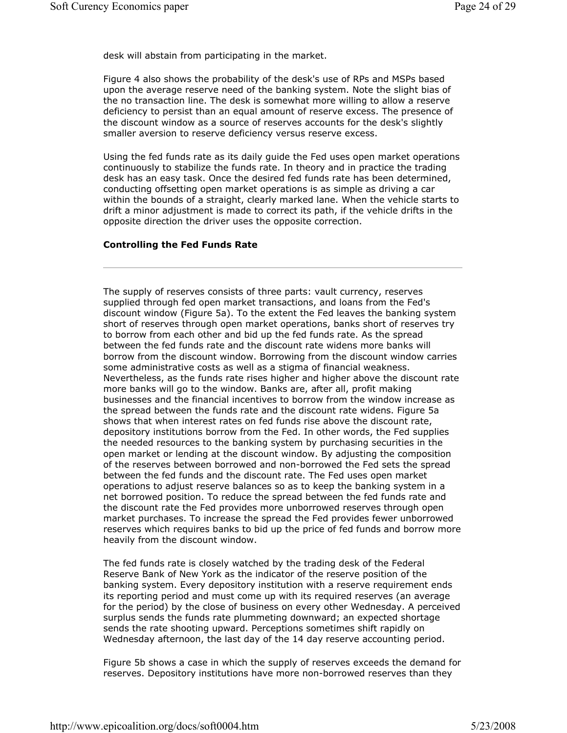desk will abstain from participating in the market.

Figure 4 also shows the probability of the desk's use of RPs and MSPs based upon the average reserve need of the banking system. Note the slight bias of the no transaction line. The desk is somewhat more willing to allow a reserve deficiency to persist than an equal amount of reserve excess. The presence of the discount window as a source of reserves accounts for the desk's slightly smaller aversion to reserve deficiency versus reserve excess.

Using the fed funds rate as its daily guide the Fed uses open market operations continuously to stabilize the funds rate. In theory and in practice the trading desk has an easy task. Once the desired fed funds rate has been determined, conducting offsetting open market operations is as simple as driving a car within the bounds of a straight, clearly marked lane. When the vehicle starts to drift a minor adjustment is made to correct its path, if the vehicle drifts in the opposite direction the driver uses the opposite correction.

**Controlling the Fed Funds Rate**

---

The supply of reserves consists of three parts: vault currency, reserves supplied through fed open market transactions, and loans from the Fed's discount window (Figure 5a). To the extent the Fed leaves the banking system short of reserves through open market operations, banks short of reserves try to borrow from each other and bid up the fed funds rate. As the spread between the fed funds rate and the discount rate widens more banks will borrow from the discount window. Borrowing from the discount window carries some administrative costs as well as a stigma of financial weakness. Nevertheless, as the funds rate rises higher and higher above the discount rate more banks will go to the window. Banks are, after all, profit making businesses and the financial incentives to borrow from the window increase as the spread between the funds rate and the discount rate widens. Figure 5a shows that when interest rates on fed funds rise above the discount rate, depository institutions borrow from the Fed. In other words, the Fed supplies the needed resources to the banking system by purchasing securities in the open market or lending at the discount window. By adjusting the composition of the reserves between borrowed and non-borrowed the Fed sets the spread between the fed funds and the discount rate. The Fed uses open market operations to adjust reserve balances so as to keep the banking system in a net borrowed position. To reduce the spread between the fed funds rate and the discount rate the Fed provides more unborrowed reserves through open market purchases. To increase the spread the Fed provides fewer unborrowed reserves which requires banks to bid up the price of fed funds and borrow more heavily from the discount window.

The fed funds rate is closely watched by the trading desk of the Federal Reserve Bank of New York as the indicator of the reserve position of the banking system. Every depository institution with a reserve requirement ends its reporting period and must come up with its required reserves (an average for the period) by the close of business on every other Wednesday. A perceived surplus sends the funds rate plummeting downward; an expected shortage sends the rate shooting upward. Perceptions sometimes shift rapidly on Wednesday afternoon, the last day of the 14 day reserve accounting period.

Figure 5b shows a case in which the supply of reserves exceeds the demand for reserves. Depository institutions have more non-borrowed reserves than they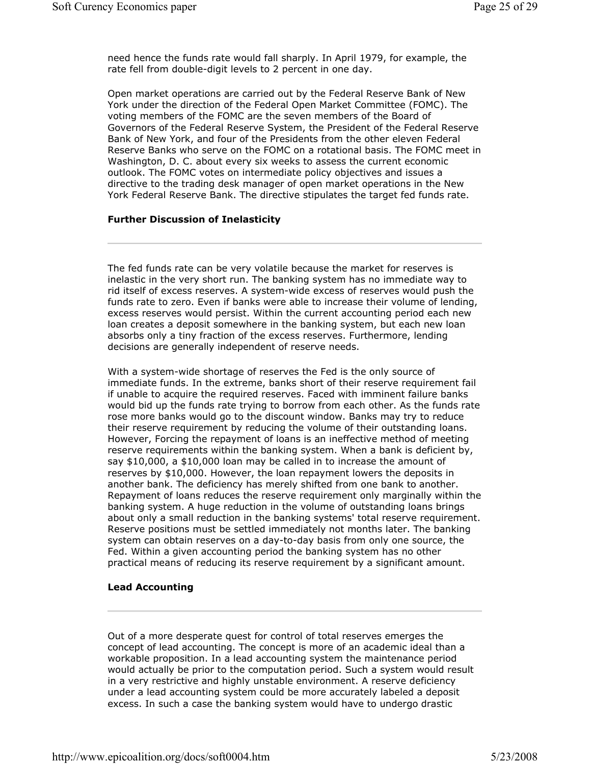need hence the funds rate would fall sharply. In April 1979, for example, the rate fell from double-digit levels to 2 percent in one day.

Open market operations are carried out by the Federal Reserve Bank of New York under the direction of the Federal Open Market Committee (FOMC). The voting members of the FOMC are the seven members of the Board of Governors of the Federal Reserve System, the President of the Federal Reserve Bank of New York, and four of the Presidents from the other eleven Federal Reserve Banks who serve on the FOMC on a rotational basis. The FOMC meet in Washington, D. C. about every six weeks to assess the current economic outlook. The FOMC votes on intermediate policy objectives and issues a directive to the trading desk manager of open market operations in the New York Federal Reserve Bank. The directive stipulates the target fed funds rate.

### Further Discussion of Inelasticity

---

The fed funds rate can be very volatile because the market for reserves is inelastic in the very short run. The banking system has no immediate way to rid itself of excess reserves. A system-wide excess of reserves would push the funds rate to zero. Even if banks were able to increase their volume of lending, excess reserves would persist. Within the current accounting period each new loan creates a deposit somewhere in the banking system, but each new loan absorbs only a tiny fraction of the excess reserves. Furthermore, lending decisions are generally independent of reserve needs.

With a system-wide shortage of reserves the Fed is the only source of immediate funds. In the extreme, banks short of their reserve requirement fail if unable to acquire the required reserves. Faced with imminent failure banks would bid up the funds rate trying to borrow from each other. As the funds rate rose more banks would go to the discount window. Banks may try to reduce their reserve requirement by reducing the volume of their outstanding loans. However, Forcing the repayment of loans is an ineffective method of meeting reserve requirements within the banking system. When a bank is deficient by, say $10,000, a $10,000 loan may be called in to increase the amount of reserves by $10,000. However, the loan repayment lowers the deposits in another bank. The deficiency has merely shifted from one bank to another. Repayment of loans reduces the reserve requirement only marginally within the banking system. A huge reduction in the volume of outstanding loans brings about only a small reduction in the banking systems' total reserve requirement. Reserve positions must be settled immediately not months later. The banking system can obtain reserves on a day-to-day basis from only one source, the Fed. Within a given accounting period the banking system has no other practical means of reducing its reserve requirement by a significant amount.

### Lead Accounting

---

Out of a more desperate quest for control of total reserves emerges the concept of lead accounting. The concept is more of an academic ideal than a workable proposition. In a lead accounting system the maintenance period would actually be prior to the computation period. Such a system would result in a very restrictive and highly unstable environment. A reserve deficiency under a lead accounting system could be more accurately labeled a deposit excess. In such a case the banking system would have to undergo drastic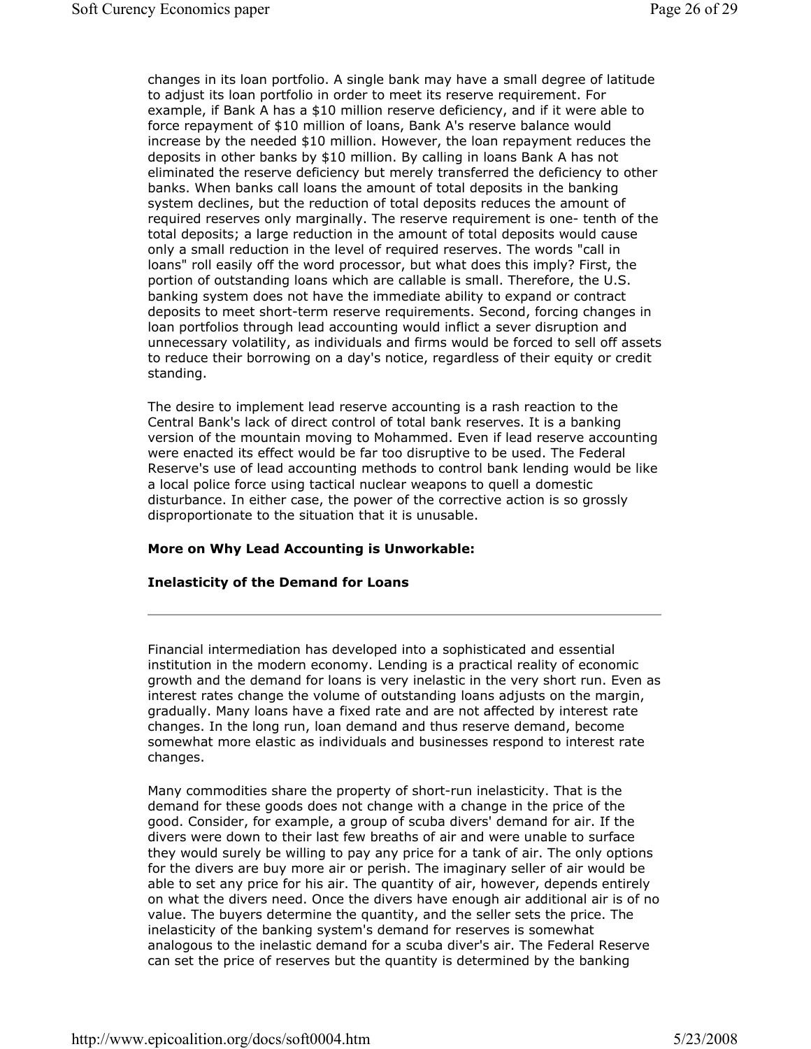changes in its loan portfolio. A single bank may have a small degree of latitude to adjust its loan portfolio in order to meet its reserve requirement. For example, if Bank A has a $10 million reserve deficiency, and if it were able to force repayment of $10 million of loans, Bank A's reserve balance would increase by the needed $10 million. However, the loan repayment reduces the deposits in other banks by $10 million. By calling in loans Bank A has not eliminated the reserve deficiency but merely transferred the deficiency to other banks. When banks call loans the amount of total deposits in the banking system declines, but the reduction of total deposits reduces the amount of required reserves only marginally. The reserve requirement is one- tenth of the total deposits; a large reduction in the amount of total deposits would cause only a small reduction in the level of required reserves. The words "call in loans" roll easily off the word processor, but what does this imply? First, the portion of outstanding loans which are callable is small. Therefore, the U.S. banking system does not have the immediate ability to expand or contract deposits to meet short-term reserve requirements. Second, forcing changes in loan portfolios through lead accounting would inflict a sever disruption and unnecessary volatility, as individuals and firms would be forced to sell off assets to reduce their borrowing on a day's notice, regardless of their equity or credit standing.

The desire to implement lead reserve accounting is a rash reaction to the Central Bank's lack of direct control of total bank reserves. It is a banking version of the mountain moving to Mohammed. Even if lead reserve accounting were enacted its effect would be far too disruptive to be used. The Federal Reserve's use of lead accounting methods to control bank lending would be like a local police force using tactical nuclear weapons to quell a domestic disturbance. In either case, the power of the corrective action is so grossly disproportionate to the situation that it is unusable.

**More on Why Lead Accounting is Unworkable:**

**Inelasticity of the Demand for Loans**

---

Financial intermediation has developed into a sophisticated and essential institution in the modern economy. Lending is a practical reality of economic growth and the demand for loans is very inelastic in the very short run. Even as interest rates change the volume of outstanding loans adjusts on the margin, gradually. Many loans have a fixed rate and are not affected by interest rate changes. In the long run, loan demand and thus reserve demand, become somewhat more elastic as individuals and businesses respond to interest rate changes.

Many commodities share the property of short-run inelasticity. That is the demand for these goods does not change with a change in the price of the good. Consider, for example, a group of scuba divers' demand for air. If the divers were down to their last few breaths of air and were unable to surface they would surely be willing to pay any price for a tank of air. The only options for the divers are buy more air or perish. The imaginary seller of air would be able to set any price for his air. The quantity of air, however, depends entirely on what the divers need. Once the divers have enough air additional air is of no value. The buyers determine the quantity, and the seller sets the price. The inelasticity of the banking system's demand for reserves is somewhat analogous to the inelastic demand for a scuba diver's air. The Federal Reserve can set the price of reserves but the quantity is determined by the banking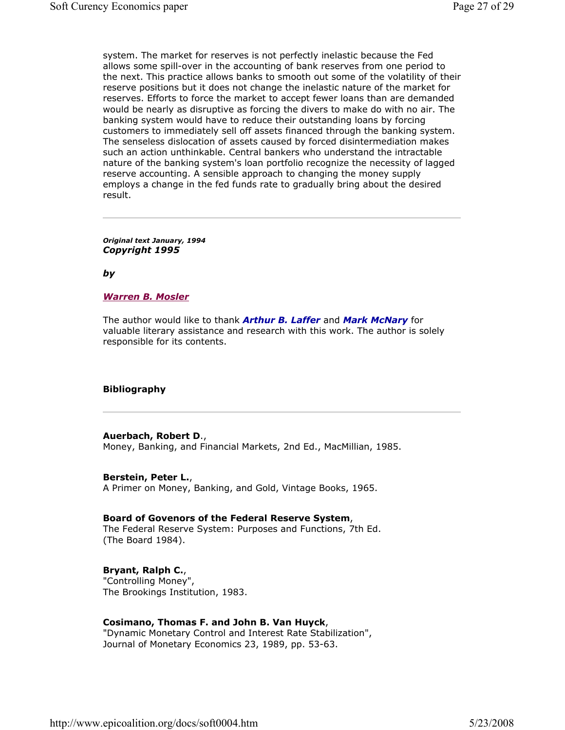system. The market for reserves is not perfectly inelastic because the Fed allows some spill-over in the accounting of bank reserves from one period to the next. This practice allows banks to smooth out some of the volatility of their reserve positions but it does not change the inelastic nature of the market for reserves. Efforts to force the market to accept fewer loans than are demanded would be nearly as disruptive as forcing the divers to make do with no air. The banking system would have to reduce their outstanding loans by forcing customers to immediately sell off assets financed through the banking system. The senseless dislocation of assets caused by forced disintermediation makes such an action unthinkable. Central bankers who understand the intractable nature of the banking system's loan portfolio recognize the necessity of lagged reserve accounting. A sensible approach to changing the money supply employs a change in the fed funds rate to gradually bring about the desired result.

---

***Original text January, 1994***
***Copyright 1995***

***by***

***Warren B. Mosler***

The author would like to thank ***Arthur B. Laffer*** and ***Mark McNary*** for valuable literary assistance and research with this work. The author is solely responsible for its contents.

**Bibliography**

---

**Auerbach, Robert D**.,
Money, Banking, and Financial Markets, 2nd Ed., MacMillian, 1985.

**Berstein, Peter L.**,
A Primer on Money, Banking, and Gold, Vintage Books, 1965.

**Board of Govenors of the Federal Reserve System**,
The Federal Reserve System: Purposes and Functions, 7th Ed.
(The Board 1984).

**Bryant, Ralph C.**,
"Controlling Money",
The Brookings Institution, 1983.

**Cosimano, Thomas F. and John B. Van Huyck**,
"Dynamic Monetary Control and Interest Rate Stabilization",
Journal of Monetary Economics 23, 1989, pp. 53-63.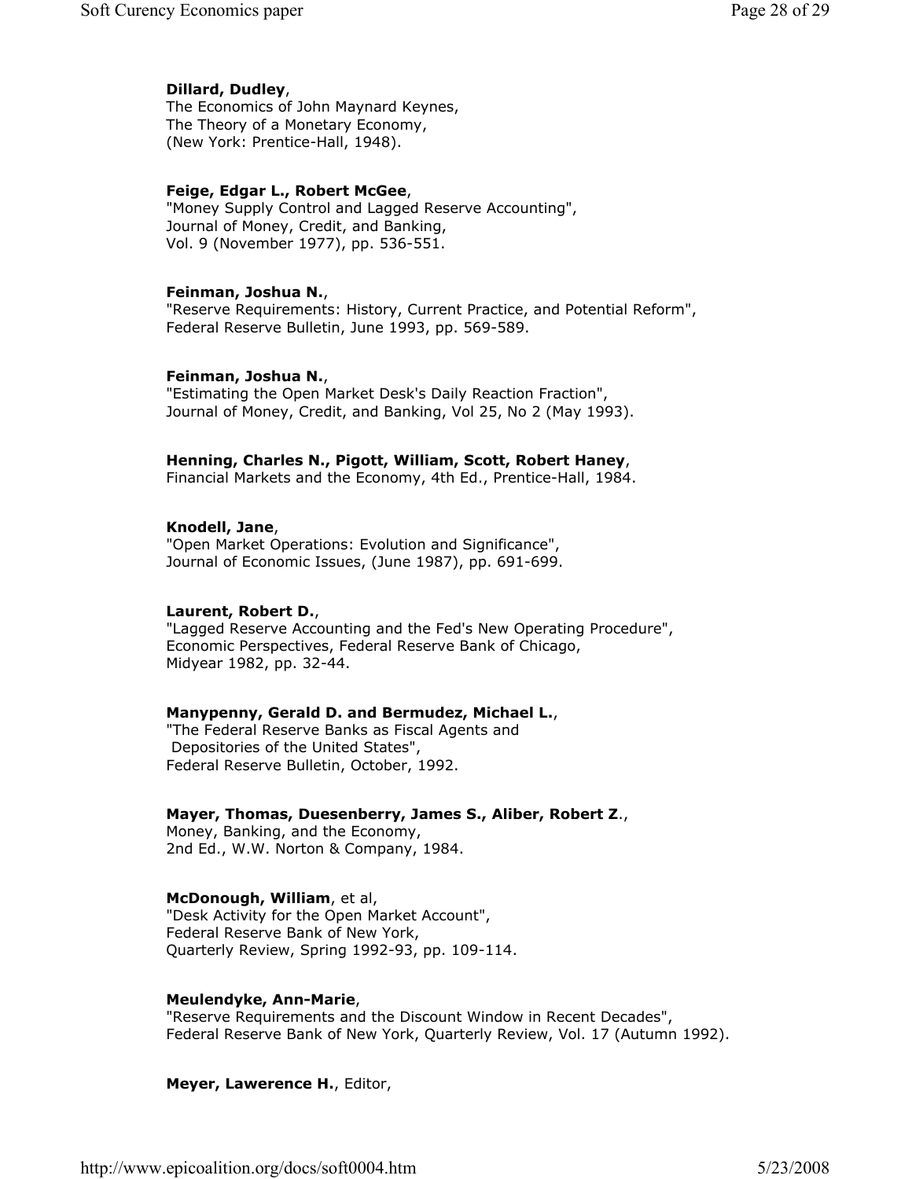**Dillard, Dudley**,
The Economics of John Maynard Keynes,
The Theory of a Monetary Economy,
(New York: Prentice-Hall, 1948).

**Feige, Edgar L., Robert McGee**,
"Money Supply Control and Lagged Reserve Accounting",
Journal of Money, Credit, and Banking,
Vol. 9 (November 1977), pp. 536-551.

**Feinman, Joshua N.**,
"Reserve Requirements: History, Current Practice, and Potential Reform",
Federal Reserve Bulletin, June 1993, pp. 569-589.

**Feinman, Joshua N.**,
"Estimating the Open Market Desk's Daily Reaction Fraction",
Journal of Money, Credit, and Banking, Vol 25, No 2 (May 1993).

**Henning, Charles N., Pigott, William, Scott, Robert Haney**,
Financial Markets and the Economy, 4th Ed., Prentice-Hall, 1984.

**Knodell, Jane**,
"Open Market Operations: Evolution and Significance",
Journal of Economic Issues, (June 1987), pp. 691-699.

**Laurent, Robert D.**,
"Lagged Reserve Accounting and the Fed's New Operating Procedure",
Economic Perspectives, Federal Reserve Bank of Chicago,
Midyear 1982, pp. 32-44.

**Manypenny, Gerald D. and Bermudez, Michael L.**,
"The Federal Reserve Banks as Fiscal Agents and
Depositories of the United States",
Federal Reserve Bulletin, October, 1992.

**Mayer, Thomas, Duesenberry, James S., Aliber, Robert Z**.,
Money, Banking, and the Economy,
2nd Ed., W.W. Norton & Company, 1984.

**McDonough, William**, et al,
"Desk Activity for the Open Market Account",
Federal Reserve Bank of New York,
Quarterly Review, Spring 1992-93, pp. 109-114.

**Meulendyke, Ann-Marie**,
"Reserve Requirements and the Discount Window in Recent Decades",
Federal Reserve Bank of New York, Quarterly Review, Vol. 17 (Autumn 1992).

**Meyer, Lawerence H.**, Editor,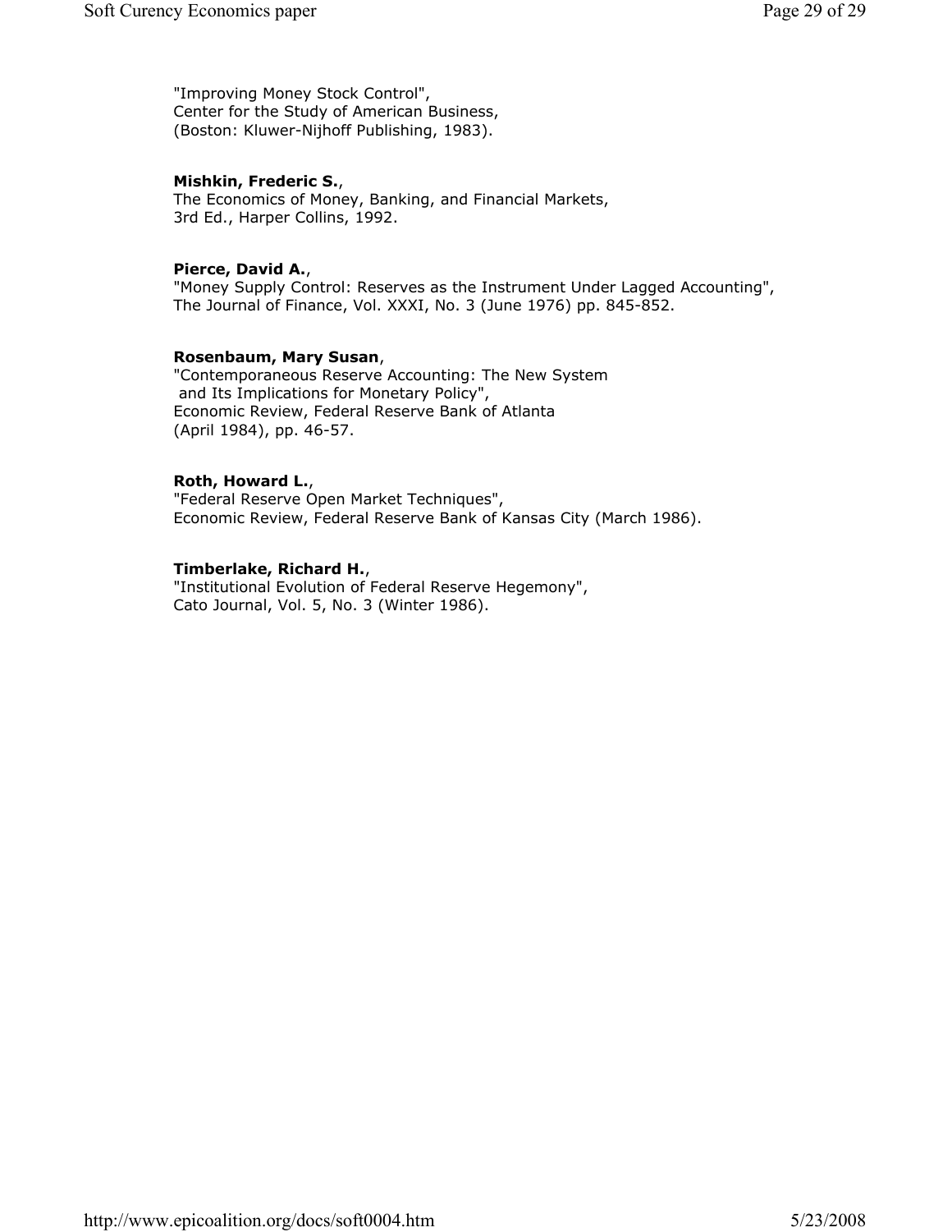"Improving Money Stock Control",
Center for the Study of American Business,
(Boston: Kluwer-Nijhoff Publishing, 1983).

**Mishkin, Frederic S.**,
The Economics of Money, Banking, and Financial Markets,
3rd Ed., Harper Collins, 1992.

**Pierce, David A.**,
"Money Supply Control: Reserves as the Instrument Under Lagged Accounting",
The Journal of Finance, Vol. XXXI, No. 3 (June 1976) pp. 845-852.

**Rosenbaum, Mary Susan**,
"Contemporaneous Reserve Accounting: The New System
and Its Implications for Monetary Policy",
Economic Review, Federal Reserve Bank of Atlanta
(April 1984), pp. 46-57.

**Roth, Howard L.**,
"Federal Reserve Open Market Techniques",
Economic Review, Federal Reserve Bank of Kansas City (March 1986).

**Timberlake, Richard H.**,
"Institutional Evolution of Federal Reserve Hegemony",
Cato Journal, Vol. 5, No. 3 (Winter 1986).